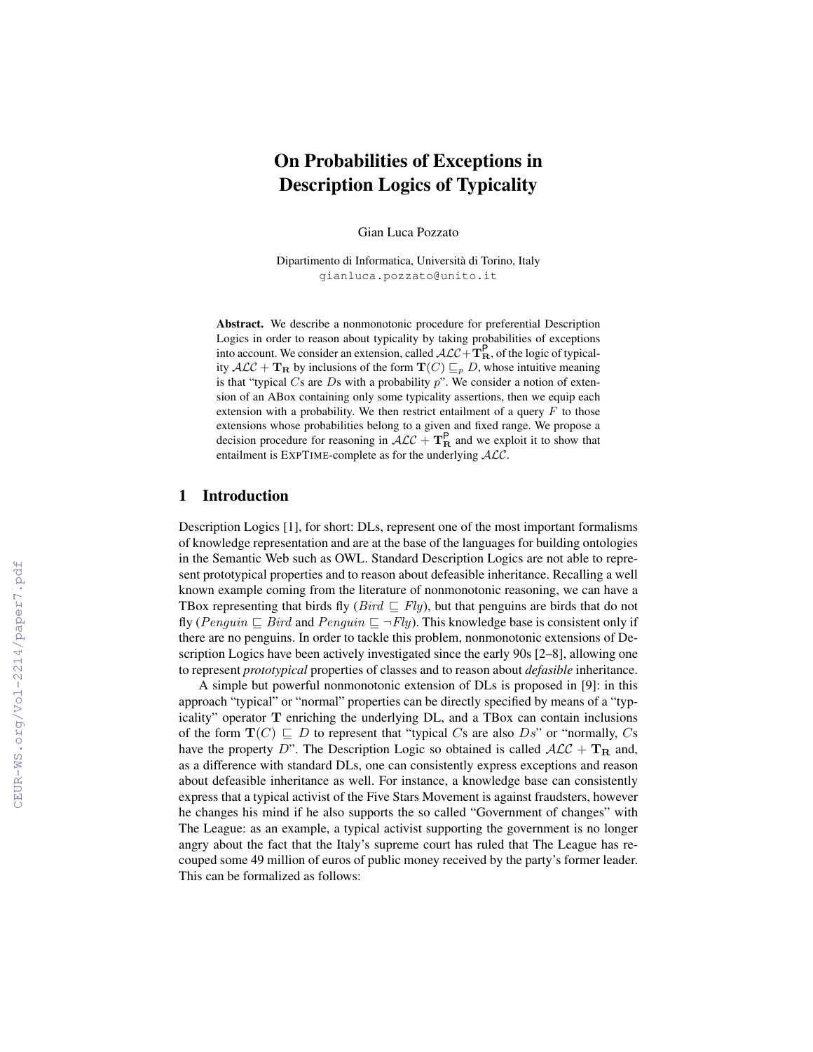# On Probabilities of Exceptions in Description Logics of Typicality

Gian Luca Pozzato

Dipartimento di Informatica, Università di Torino, Italy
gianluca.pozzato@unito.it

**Abstract.** We describe a nonmonotonic procedure for preferential Description Logics in order to reason about typicality by taking probabilities of exceptions into account. We consider an extension, called $\mathcal{ALC} + \mathbf{T}^{\mathsf{P}}_{\mathbf{R}}$, of the logic of typicality $\mathcal{ALC} + \mathbf{T}_{\mathbf{R}}$ by inclusions of the form $\mathbf{T}(C) \sqsubseteq_p D$, whose intuitive meaning is that "typical $C$s are $D$s with a probability $p$". We consider a notion of extension of an ABox containing only some typicality assertions, then we equip each extension with a probability. We then restrict entailment of a query $F$ to those extensions whose probabilities belong to a given and fixed range. We propose a decision procedure for reasoning in $\mathcal{ALC} + \mathbf{T}^{\mathsf{P}}_{\mathbf{R}}$ and we exploit it to show that entailment is EXPTIME-complete as for the underlying $\mathcal{ALC}$.

## 1 Introduction

Description Logics [1], for short: DLs, represent one of the most important formalisms of knowledge representation and are at the base of the languages for building ontologies in the Semantic Web such as OWL. Standard Description Logics are not able to represent prototypical properties and to reason about defeasible inheritance. Recalling a well known example coming from the literature of nonmonotonic reasoning, we can have a TBox representing that birds fly ($\mathit{Bird} \sqsubseteq \mathit{Fly}$), but that penguins are birds that do not fly ($\mathit{Penguin} \sqsubseteq \mathit{Bird}$ and $\mathit{Penguin} \sqsubseteq \neg \mathit{Fly}$). This knowledge base is consistent only if there are no penguins. In order to tackle this problem, nonmonotonic extensions of Description Logics have been actively investigated since the early 90s [2–8], allowing one to represent *prototypical* properties of classes and to reason about *defasible* inheritance.

A simple but powerful nonmonotonic extension of DLs is proposed in [9]: in this approach "typical" or "normal" properties can be directly specified by means of a "typicality" operator $\mathbf{T}$ enriching the underlying DL, and a TBox can contain inclusions of the form $\mathbf{T}(C) \sqsubseteq D$ to represent that "typical $C$s are also $Ds$" or "normally, $C$s have the property $D$". The Description Logic so obtained is called $\mathcal{ALC} + \mathbf{T}_{\mathbf{R}}$ and, as a difference with standard DLs, one can consistently express exceptions and reason about defeasible inheritance as well. For instance, a knowledge base can consistently express that a typical activist of the Five Stars Movement is against fraudsters, however he changes his mind if he also supports the so called "Government of changes" with The League: as an example, a typical activist supporting the government is no longer angry about the fact that the Italy's supreme court has ruled that The League has recouped some 49 million of euros of public money received by the party's former leader. This can be formalized as follows: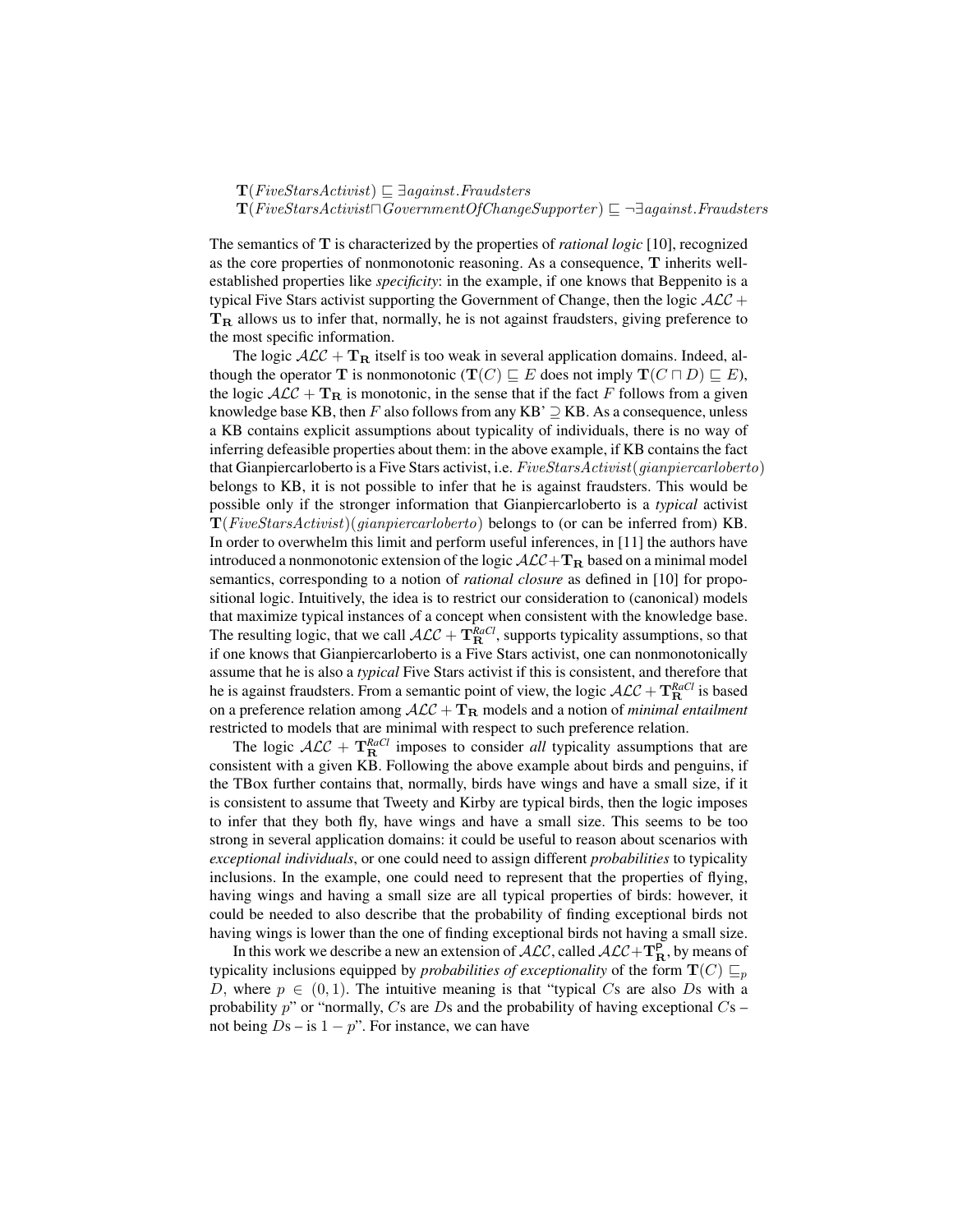$\mathbf{T}(\mathit{FiveStarsActivist}) \sqsubseteq \exists \mathit{against}.\mathit{Fraudsters}$
$\mathbf{T}(\mathit{FiveStarsActivist} \sqcap \mathit{GovernmentOfChangeSupporter}) \sqsubseteq \neg \exists \mathit{against}.\mathit{Fraudsters}$

The semantics of $\mathbf{T}$ is characterized by the properties of *rational logic* [10], recognized as the core properties of nonmonotonic reasoning. As a consequence, $\mathbf{T}$ inherits well-established properties like *specificity*: in the example, if one knows that Beppenito is a typical Five Stars activist supporting the Government of Change, then the logic $\mathcal{ALC} + \mathbf{T_R}$ allows us to infer that, normally, he is not against fraudsters, giving preference to the most specific information.

The logic $\mathcal{ALC} + \mathbf{T_R}$ itself is too weak in several application domains. Indeed, although the operator $\mathbf{T}$ is nonmonotonic ($\mathbf{T}(C) \sqsubseteq E$ does not imply $\mathbf{T}(C \sqcap D) \sqsubseteq E$), the logic $\mathcal{ALC} + \mathbf{T_R}$ is monotonic, in the sense that if the fact $F$ follows from a given knowledge base KB, then $F$ also follows from any KB' $\supseteq$ KB. As a consequence, unless a KB contains explicit assumptions about typicality of individuals, there is no way of inferring defeasible properties about them: in the above example, if KB contains the fact that Gianpiercarloberto is a Five Stars activist, i.e. $\mathit{FiveStarsActivist}(\mathit{gianpiercarloberto})$ belongs to KB, it is not possible to infer that he is against fraudsters. This would be possible only if the stronger information that Gianpiercarloberto is a *typical* activist $\mathbf{T}(\mathit{FiveStarsActivist})(\mathit{gianpiercarloberto})$ belongs to (or can be inferred from) KB. In order to overwhelm this limit and perform useful inferences, in [11] the authors have introduced a nonmonotonic extension of the logic $\mathcal{ALC} + \mathbf{T_R}$ based on a minimal model semantics, corresponding to a notion of *rational closure* as defined in [10] for propositional logic. Intuitively, the idea is to restrict our consideration to (canonical) models that maximize typical instances of a concept when consistent with the knowledge base. The resulting logic, that we call $\mathcal{ALC} + \mathbf{T}_{\mathbf{R}}^{RaCl}$, supports typicality assumptions, so that if one knows that Gianpiercarloberto is a Five Stars activist, one can nonmonotonically assume that he is also a *typical* Five Stars activist if this is consistent, and therefore that he is against fraudsters. From a semantic point of view, the logic $\mathcal{ALC} + \mathbf{T}_{\mathbf{R}}^{RaCl}$ is based on a preference relation among $\mathcal{ALC} + \mathbf{T_R}$ models and a notion of *minimal entailment* restricted to models that are minimal with respect to such preference relation.

The logic $\mathcal{ALC} + \mathbf{T}_{\mathbf{R}}^{RaCl}$ imposes to consider *all* typicality assumptions that are consistent with a given KB. Following the above example about birds and penguins, if the TBox further contains that, normally, birds have wings and have a small size, if it is consistent to assume that Tweety and Kirby are typical birds, then the logic imposes to infer that they both fly, have wings and have a small size. This seems to be too strong in several application domains: it could be useful to reason about scenarios with *exceptional individuals*, or one could need to assign different *probabilities* to typicality inclusions. In the example, one could need to represent that the properties of flying, having wings and having a small size are all typical properties of birds: however, it could be needed to also describe that the probability of finding exceptional birds not having wings is lower than the one of finding exceptional birds not having a small size.

In this work we describe a new an extension of $\mathcal{ALC}$, called $\mathcal{ALC} + \mathbf{T}_{\mathbf{R}}^{\mathsf{P}}$, by means of typicality inclusions equipped by *probabilities of exceptionality* of the form $\mathbf{T}(C) \sqsubseteq_p D$, where $p \in (0, 1)$. The intuitive meaning is that "typical $C$s are also $D$s with a probability $p$" or "normally, $C$s are $D$s and the probability of having exceptional $C$s – not being $D$s – is $1 - p$". For instance, we can have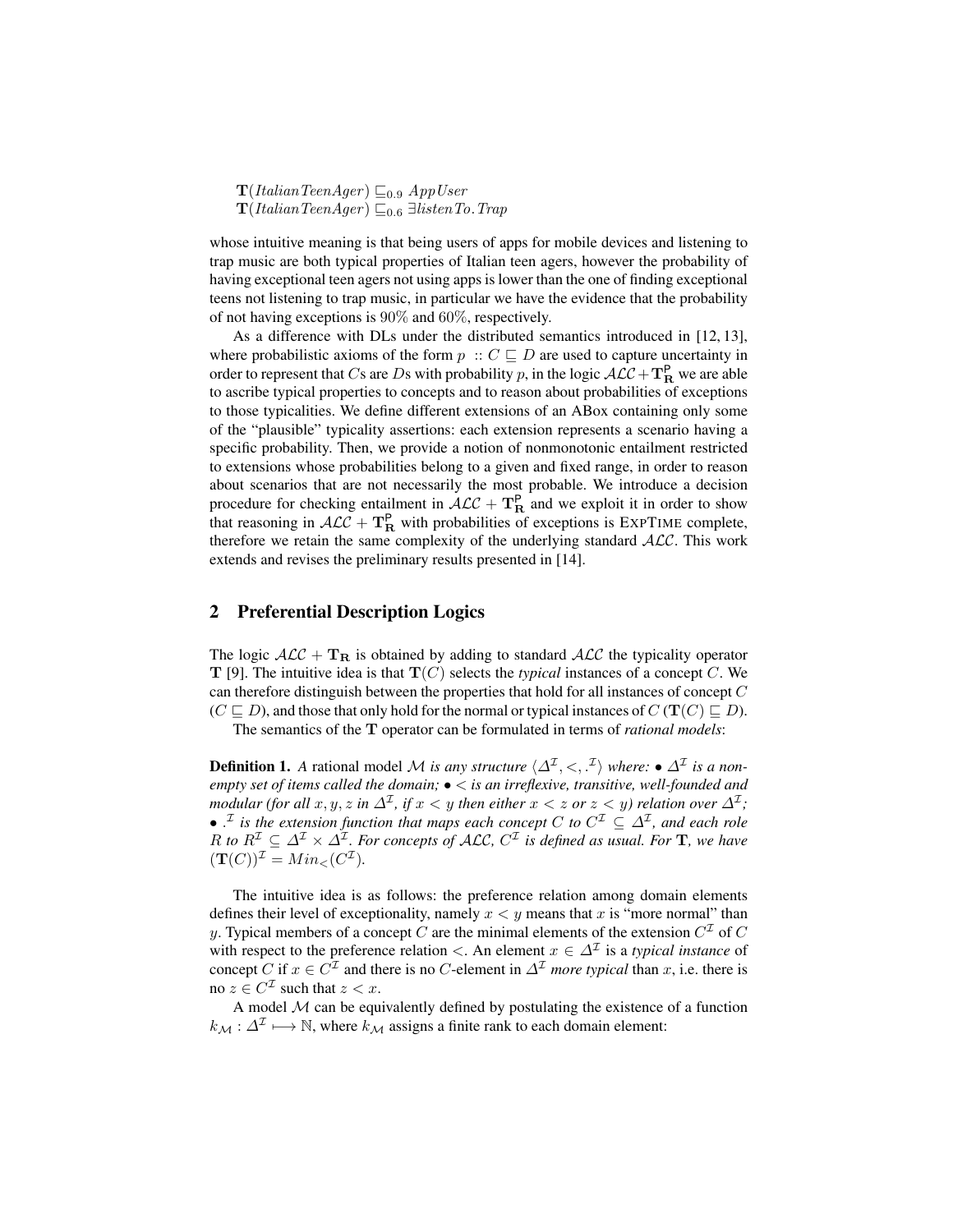$\mathbf{T}(ItalianTeenAger) \sqsubseteq_{0.9} AppUser$
$\mathbf{T}(ItalianTeenAger) \sqsubseteq_{0.6} \exists listenTo.Trap$

whose intuitive meaning is that being users of apps for mobile devices and listening to trap music are both typical properties of Italian teen agers, however the probability of having exceptional teen agers not using apps is lower than the one of finding exceptional teens not listening to trap music, in particular we have the evidence that the probability of not having exceptions is 90% and 60%, respectively.

As a difference with DLs under the distributed semantics introduced in [12, 13], where probabilistic axioms of the form $p :: C \sqsubseteq D$ are used to capture uncertainty in order to represent that $C$s are $D$s with probability $p$, in the logic $\mathcal{ALC} + \mathbf{T}^{\mathsf{P}}_{\mathbf{R}}$ we are able to ascribe typical properties to concepts and to reason about probabilities of exceptions to those typicalities. We define different extensions of an ABox containing only some of the "plausible" typicality assertions: each extension represents a scenario having a specific probability. Then, we provide a notion of nonmonotonic entailment restricted to extensions whose probabilities belong to a given and fixed range, in order to reason about scenarios that are not necessarily the most probable. We introduce a decision procedure for checking entailment in $\mathcal{ALC} + \mathbf{T}^{\mathsf{P}}_{\mathbf{R}}$ and we exploit it in order to show that reasoning in $\mathcal{ALC} + \mathbf{T}^{\mathsf{P}}_{\mathbf{R}}$ with probabilities of exceptions is EXPTIME complete, therefore we retain the same complexity of the underlying standard $\mathcal{ALC}$. This work extends and revises the preliminary results presented in [14].

## 2 Preferential Description Logics

The logic $\mathcal{ALC} + \mathbf{T_R}$ is obtained by adding to standard $\mathcal{ALC}$ the typicality operator $\mathbf{T}$ [9]. The intuitive idea is that $\mathbf{T}(C)$ selects the *typical* instances of a concept $C$. We can therefore distinguish between the properties that hold for all instances of concept $C$ ($C \sqsubseteq D$), and those that only hold for the normal or typical instances of $C$ ($\mathbf{T}(C) \sqsubseteq D$).

The semantics of the $\mathbf{T}$ operator can be formulated in terms of *rational models*:

**Definition 1.** *A* rational model $\mathcal{M}$ *is any structure* $\langle \Delta^{\mathcal{I}}, <, .^{\mathcal{I}} \rangle$ *where:* • $\Delta^{\mathcal{I}}$ *is a non-empty set of items called the domain;* • $<$ *is an irreflexive, transitive, well-founded and modular (for all $x, y, z$ in $\Delta^{\mathcal{I}}$, if $x < y$ then either $x < z$ or $z < y$) relation over $\Delta^{\mathcal{I}}$;* • $.^{\mathcal{I}}$ *is the extension function that maps each concept $C$ to $C^{\mathcal{I}} \subseteq \Delta^{\mathcal{I}}$, and each role $R$ to $R^{\mathcal{I}} \subseteq \Delta^{\mathcal{I}} \times \Delta^{\mathcal{I}}$. For concepts of $\mathcal{ALC}$, $C^{\mathcal{I}}$ is defined as usual. For $\mathbf{T}$, we have $(\mathbf{T}(C))^{\mathcal{I}} = Min_{<}(C^{\mathcal{I}})$.*

The intuitive idea is as follows: the preference relation among domain elements defines their level of exceptionality, namely $x < y$ means that $x$ is "more normal" than $y$. Typical members of a concept $C$ are the minimal elements of the extension $C^{\mathcal{I}}$ of $C$ with respect to the preference relation $<$. An element $x \in \Delta^{\mathcal{I}}$ is a *typical instance* of concept $C$ if $x \in C^{\mathcal{I}}$ and there is no $C$-element in $\Delta^{\mathcal{I}}$ *more typical* than $x$, i.e. there is no $z \in C^{\mathcal{I}}$ such that $z < x$.

A model $\mathcal{M}$ can be equivalently defined by postulating the existence of a function $k_{\mathcal{M}} : \Delta^{\mathcal{I}} \longmapsto \mathbb{N}$, where $k_{\mathcal{M}}$ assigns a finite rank to each domain element: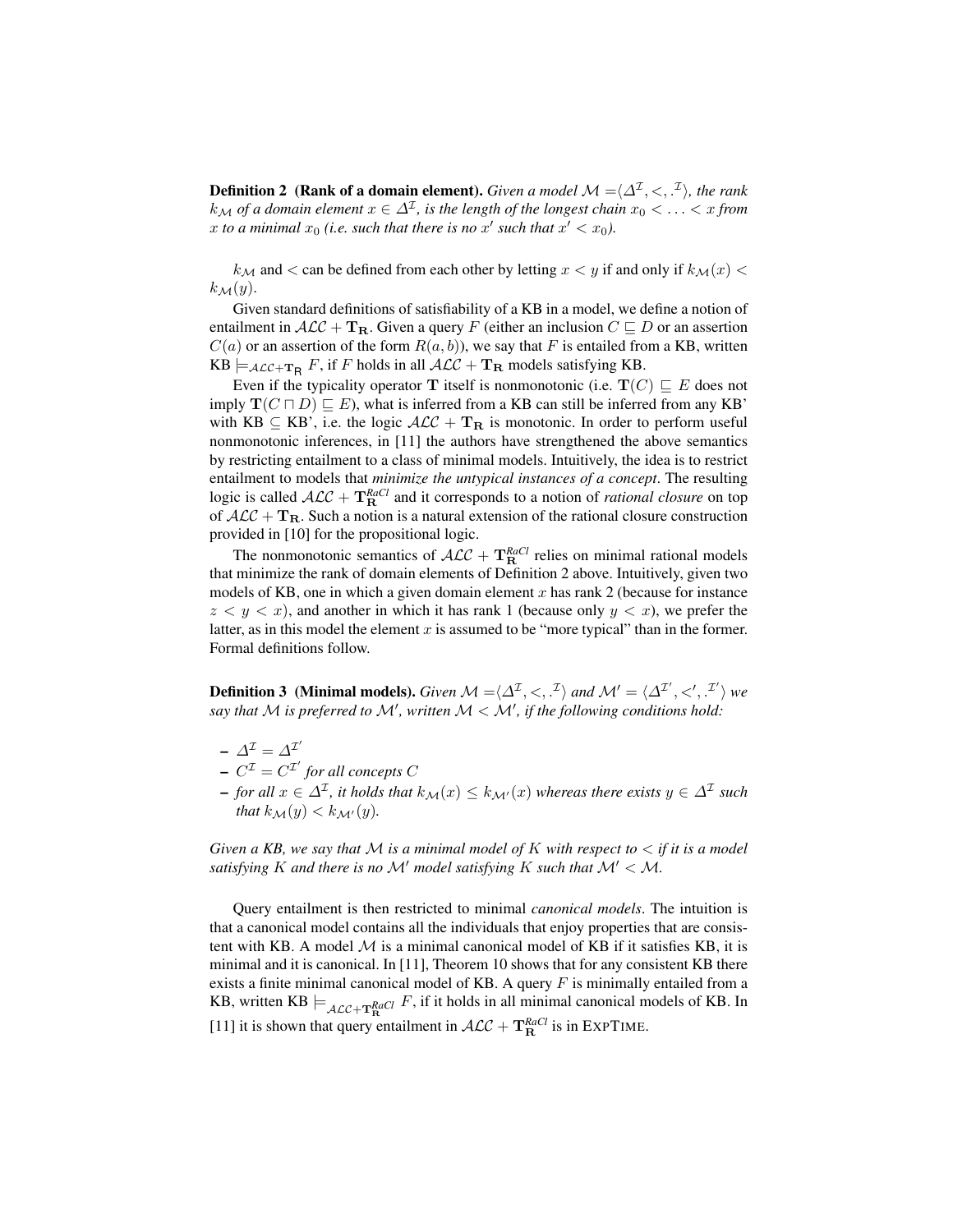**Definition 2 (Rank of a domain element).** *Given a model $\mathcal{M} = \langle \Delta^{\mathcal{I}}, <, .^{\mathcal{I}} \rangle$, the rank $k_{\mathcal{M}}$ of a domain element $x \in \Delta^{\mathcal{I}}$, is the length of the longest chain $x_0 < \ldots < x$ from $x$ to a minimal $x_0$ (i.e. such that there is no $x'$ such that $x' < x_0$).*

$k_{\mathcal{M}}$ and $<$ can be defined from each other by letting $x < y$ if and only if $k_{\mathcal{M}}(x) < k_{\mathcal{M}}(y)$.

Given standard definitions of satisfiability of a KB in a model, we define a notion of entailment in $\mathcal{ALC} + \mathbf{T_R}$. Given a query $F$ (either an inclusion $C \sqsubseteq D$ or an assertion $C(a)$ or an assertion of the form $R(a, b)$), we say that $F$ is entailed from a KB, written KB $\models_{\mathcal{ALC}+\mathbf{T_R}} F$, if $F$ holds in all $\mathcal{ALC} + \mathbf{T_R}$ models satisfying KB.

Even if the typicality operator $\mathbf{T}$ itself is nonmonotonic (i.e. $\mathbf{T}(C) \sqsubseteq E$ does not imply $\mathbf{T}(C \sqcap D) \sqsubseteq E$), what is inferred from a KB can still be inferred from any KB' with KB $\subseteq$ KB', i.e. the logic $\mathcal{ALC} + \mathbf{T_R}$ is monotonic. In order to perform useful nonmonotonic inferences, in [11] the authors have strengthened the above semantics by restricting entailment to a class of minimal models. Intuitively, the idea is to restrict entailment to models that *minimize the untypical instances of a concept*. The resulting logic is called $\mathcal{ALC} + \mathbf{T}_{\mathbf{R}}^{RaCl}$ and it corresponds to a notion of *rational closure* on top of $\mathcal{ALC} + \mathbf{T_R}$. Such a notion is a natural extension of the rational closure construction provided in [10] for the propositional logic.

The nonmonotonic semantics of $\mathcal{ALC} + \mathbf{T}_{\mathbf{R}}^{RaCl}$ relies on minimal rational models that minimize the rank of domain elements of Definition 2 above. Intuitively, given two models of KB, one in which a given domain element $x$ has rank 2 (because for instance $z < y < x$), and another in which it has rank 1 (because only $y < x$), we prefer the latter, as in this model the element $x$ is assumed to be "more typical" than in the former. Formal definitions follow.

**Definition 3 (Minimal models).** *Given $\mathcal{M} = \langle \Delta^{\mathcal{I}}, <, .^{\mathcal{I}} \rangle$ and $\mathcal{M}' = \langle \Delta^{\mathcal{I}'}, <', .^{\mathcal{I}'} \rangle$ we say that $\mathcal{M}$ is preferred to $\mathcal{M}'$, written $\mathcal{M} < \mathcal{M}'$, if the following conditions hold:*

- $\Delta^{\mathcal{I}} = \Delta^{\mathcal{I}'}$
- $C^{\mathcal{I}} = C^{\mathcal{I}'}$ *for all concepts* $C$
- *for all $x \in \Delta^{\mathcal{I}}$, it holds that $k_{\mathcal{M}}(x) \leq k_{\mathcal{M}'}(x)$ whereas there exists $y \in \Delta^{\mathcal{I}}$ such that $k_{\mathcal{M}}(y) < k_{\mathcal{M}'}(y)$.*

*Given a KB, we say that $\mathcal{M}$ is a minimal model of $K$ with respect to $<$ if it is a model satisfying $K$ and there is no $\mathcal{M}'$ model satisfying $K$ such that $\mathcal{M}' < \mathcal{M}$.*

Query entailment is then restricted to minimal *canonical models*. The intuition is that a canonical model contains all the individuals that enjoy properties that are consistent with KB. A model $\mathcal{M}$ is a minimal canonical model of KB if it satisfies KB, it is minimal and it is canonical. In [11], Theorem 10 shows that for any consistent KB there exists a finite minimal canonical model of KB. A query $F$ is minimally entailed from a KB, written KB $\models_{\mathcal{ALC}+\mathbf{T}_{\mathbf{R}}^{RaCl}} F$, if it holds in all minimal canonical models of KB. In [11] it is shown that query entailment in $\mathcal{ALC} + \mathbf{T}_{\mathbf{R}}^{RaCl}$ is in EXPTIME.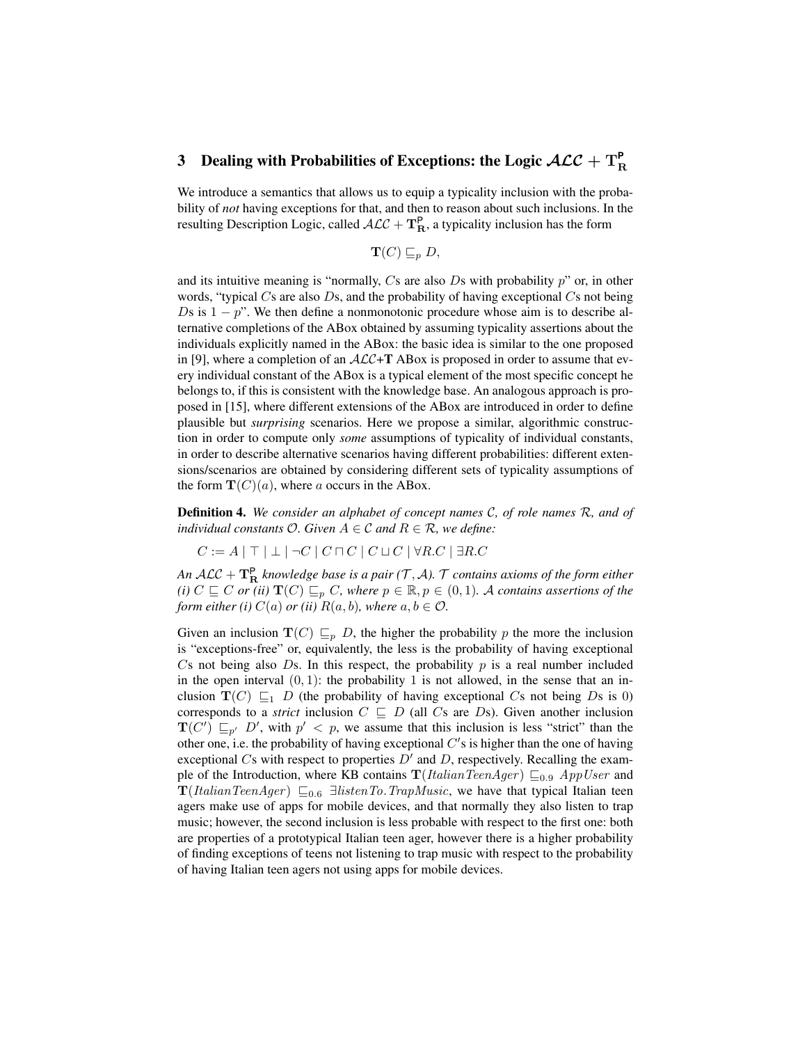## 3 Dealing with Probabilities of Exceptions: the Logic $\mathcal{ALC} + \mathbf{T}_{\mathbf{R}}^{\mathsf{P}}$

We introduce a semantics that allows us to equip a typicality inclusion with the probability of *not* having exceptions for that, and then to reason about such inclusions. In the resulting Description Logic, called $\mathcal{ALC} + \mathbf{T}_{\mathbf{R}}^{\mathsf{P}}$, a typicality inclusion has the form

$$\mathbf{T}(C) \sqsubseteq_p D,$$

and its intuitive meaning is "normally, $C$s are also $D$s with probability $p$" or, in other words, "typical $C$s are also $D$s, and the probability of having exceptional $C$s not being $D$s is $1 - p$". We then define a nonmonotonic procedure whose aim is to describe alternative completions of the ABox obtained by assuming typicality assertions about the individuals explicitly named in the ABox: the basic idea is similar to the one proposed in [9], where a completion of an $\mathcal{ALC}$+$\mathbf{T}$ ABox is proposed in order to assume that every individual constant of the ABox is a typical element of the most specific concept he belongs to, if this is consistent with the knowledge base. An analogous approach is proposed in [15], where different extensions of the ABox are introduced in order to define plausible but *surprising* scenarios. Here we propose a similar, algorithmic construction in order to compute only *some* assumptions of typicality of individual constants, in order to describe alternative scenarios having different probabilities: different extensions/scenarios are obtained by considering different sets of typicality assumptions of the form $\mathbf{T}(C)(a)$, where $a$ occurs in the ABox.

**Definition 4.** *We consider an alphabet of concept names $\mathcal{C}$, of role names $\mathcal{R}$, and of individual constants $\mathcal{O}$. Given $A \in \mathcal{C}$ and $R \in \mathcal{R}$, we define:*

$C := A \mid \top \mid \bot \mid \neg C \mid C \sqcap C \mid C \sqcup C \mid \forall R.C \mid \exists R.C$

*An $\mathcal{ALC} + \mathbf{T}_{\mathbf{R}}^{\mathsf{P}}$ knowledge base is a pair ($\mathcal{T}, \mathcal{A}$). $\mathcal{T}$ contains axioms of the form either (i) $C \sqsubseteq C$ or (ii) $\mathbf{T}(C) \sqsubseteq_p C$, where $p \in \mathbb{R}, p \in (0, 1)$. $\mathcal{A}$ contains assertions of the form either (i) $C(a)$ or (ii) $R(a, b)$, where $a, b \in \mathcal{O}$.*

Given an inclusion $\mathbf{T}(C) \sqsubseteq_p D$, the higher the probability $p$ the more the inclusion is "exceptions-free" or, equivalently, the less is the probability of having exceptional $C$s not being also $D$s. In this respect, the probability $p$ is a real number included in the open interval $(0, 1)$: the probability 1 is not allowed, in the sense that an inclusion $\mathbf{T}(C) \sqsubseteq_1 D$ (the probability of having exceptional $C$s not being $D$s is 0) corresponds to a *strict* inclusion $C \sqsubseteq D$ (all $C$s are $D$s). Given another inclusion $\mathbf{T}(C') \sqsubseteq_{p'} D'$, with $p' < p$, we assume that this inclusion is less "strict" than the other one, i.e. the probability of having exceptional $C'$s is higher than the one of having exceptional $C$s with respect to properties $D'$ and $D$, respectively. Recalling the example of the Introduction, where KB contains $\mathbf{T}(\mathit{ItalianTeenAger}) \sqsubseteq_{0.9} \mathit{AppUser}$ and $\mathbf{T}(\mathit{ItalianTeenAger}) \sqsubseteq_{0.6} \exists \mathit{listenTo}.\mathit{TrapMusic}$, we have that typical Italian teen agers make use of apps for mobile devices, and that normally they also listen to trap music; however, the second inclusion is less probable with respect to the first one: both are properties of a prototypical Italian teen ager, however there is a higher probability of finding exceptions of teens not listening to trap music with respect to the probability of having Italian teen agers not using apps for mobile devices.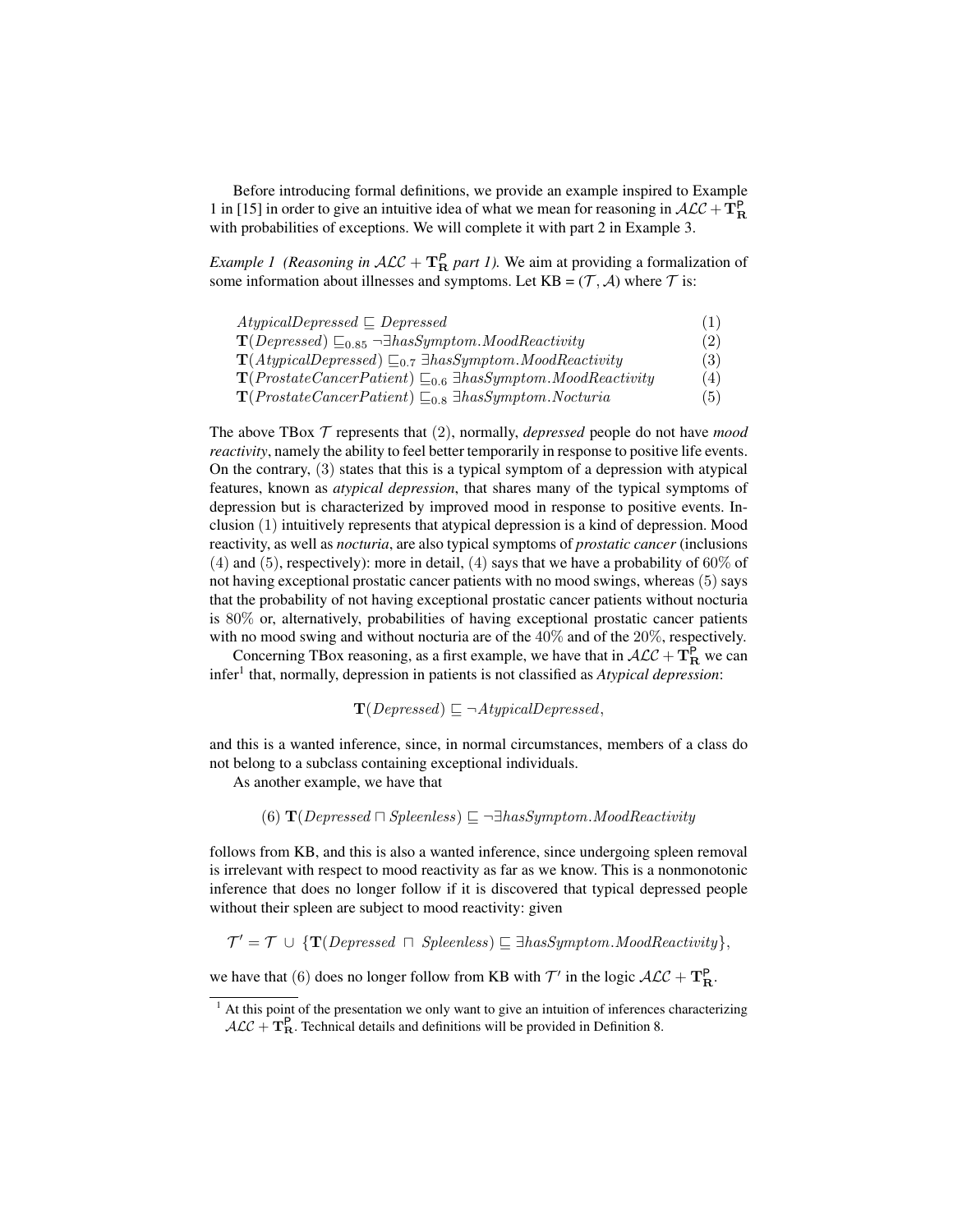Before introducing formal definitions, we provide an example inspired to Example 1 in [15] in order to give an intuitive idea of what we mean for reasoning in $\mathcal{ALC} + \mathbf{T}^{\mathsf{P}}_{\mathbf{R}}$ with probabilities of exceptions. We will complete it with part 2 in Example 3.

*Example 1 (Reasoning in $\mathcal{ALC} + \mathbf{T}^{\mathsf{P}}_{\mathbf{R}}$ part 1).* We aim at providing a formalization of some information about illnesses and symptoms. Let KB = $(\mathcal{T}, \mathcal{A})$ where $\mathcal{T}$ is:

$$AtypicalDepressed \sqsubseteq Depressed \quad (1)$$

$$\mathbf{T}(Depressed) \sqsubseteq_{0.85} \neg \exists hasSymptom.MoodReactivity \quad (2)$$

$$\mathbf{T}(AtypicalDepressed) \sqsubseteq_{0.7} \exists hasSymptom.MoodReactivity \quad (3)$$

$$\mathbf{T}(ProstateCancerPatient) \sqsubseteq_{0.6} \exists hasSymptom.MoodReactivity \quad (4)$$

$$\mathbf{T}(ProstateCancerPatient) \sqsubseteq_{0.8} \exists hasSymptom.Nocturia \quad (5)$$

The above TBox $\mathcal{T}$ represents that $(2)$, normally, *depressed* people do not have *mood reactivity*, namely the ability to feel better temporarily in response to positive life events. On the contrary, $(3)$ states that this is a typical symptom of a depression with atypical features, known as *atypical depression*, that shares many of the typical symptoms of depression but is characterized by improved mood in response to positive events. Inclusion $(1)$ intuitively represents that atypical depression is a kind of depression. Mood reactivity, as well as *nocturia*, are also typical symptoms of *prostatic cancer* (inclusions $(4)$ and $(5)$, respectively): more in detail, $(4)$ says that we have a probability of $60\%$ of not having exceptional prostatic cancer patients with no mood swings, whereas $(5)$ says that the probability of not having exceptional prostatic cancer patients without nocturia is $80\%$ or, alternatively, probabilities of having exceptional prostatic cancer patients with no mood swing and without nocturia are of the $40\%$ and of the $20\%$, respectively.

Concerning TBox reasoning, as a first example, we have that in $\mathcal{ALC} + \mathbf{T}^{\mathsf{P}}_{\mathbf{R}}$ we can infer[1] that, normally, depression in patients is not classified as *Atypical depression*:

$$\mathbf{T}(Depressed) \sqsubseteq \neg AtypicalDepressed,$$

and this is a wanted inference, since, in normal circumstances, members of a class do not belong to a subclass containing exceptional individuals.

As another example, we have that

$$(6)\ \mathbf{T}(Depressed \sqcap Spleenless) \sqsubseteq \neg \exists hasSymptom.MoodReactivity$$

follows from KB, and this is also a wanted inference, since undergoing spleen removal is irrelevant with respect to mood reactivity as far as we know. This is a nonmonotonic inference that does no longer follow if it is discovered that typical depressed people without their spleen are subject to mood reactivity: given

$$\mathcal{T}' = \mathcal{T} \cup \{\mathbf{T}(Depressed \sqcap Spleenless) \sqsubseteq \exists hasSymptom.MoodReactivity\},$$

we have that $(6)$ does no longer follow from KB with $\mathcal{T}'$ in the logic $\mathcal{ALC} + \mathbf{T}^{\mathsf{P}}_{\mathbf{R}}$.

[1] At this point of the presentation we only want to give an intuition of inferences characterizing $\mathcal{ALC} + \mathbf{T}^{\mathsf{P}}_{\mathbf{R}}$. Technical details and definitions will be provided in Definition 8.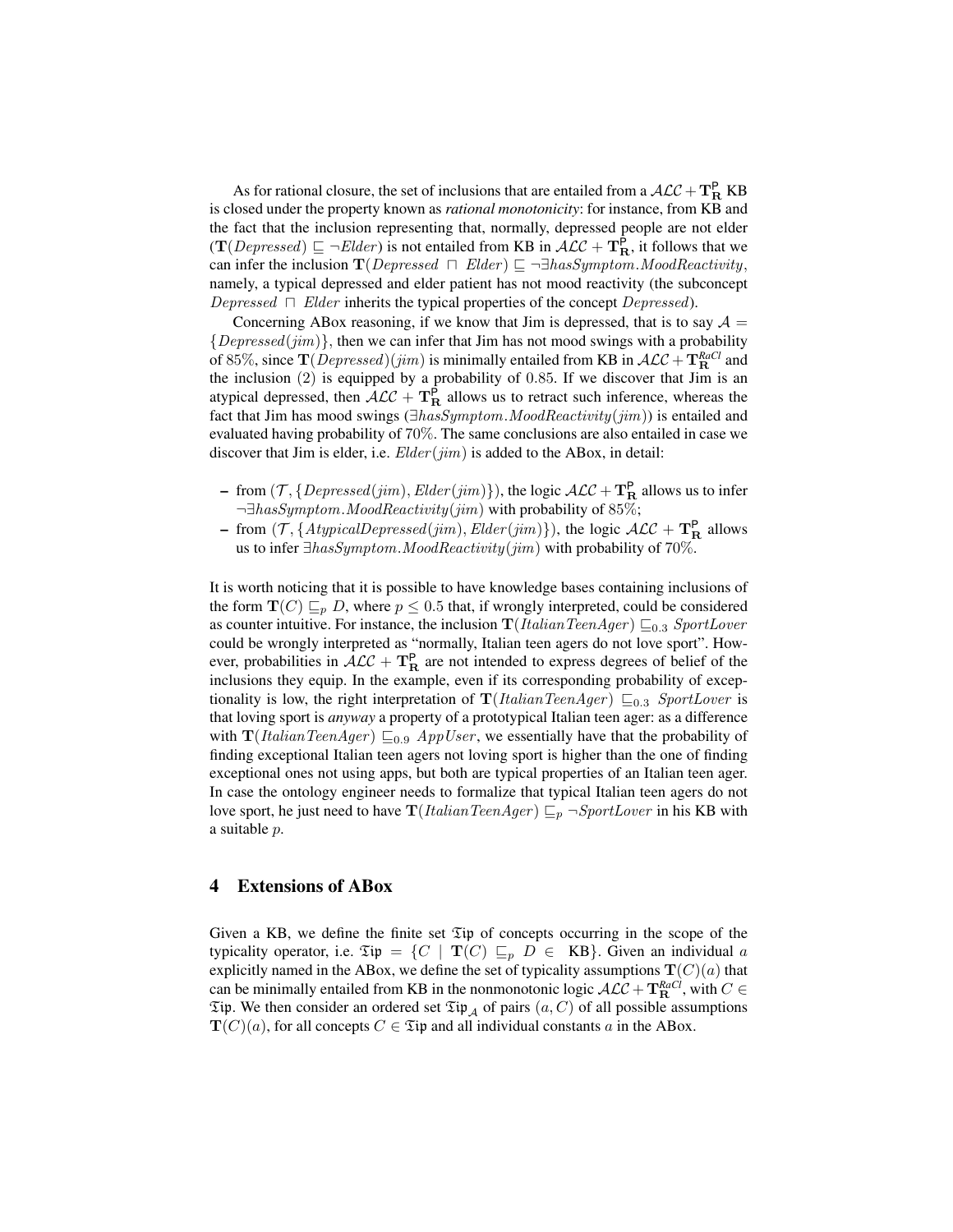As for rational closure, the set of inclusions that are entailed from a $\mathcal{ALC} + \mathbf{T}_{\mathbf{R}}^{\mathsf{P}}$ KB is closed under the property known as *rational monotonicity*: for instance, from KB and the fact that the inclusion representing that, normally, depressed people are not elder ($\mathbf{T}(\mathit{Depressed}) \sqsubseteq \neg \mathit{Elder}$) is not entailed from KB in $\mathcal{ALC} + \mathbf{T}_{\mathbf{R}}^{\mathsf{P}}$, it follows that we can infer the inclusion $\mathbf{T}(\mathit{Depressed} \sqcap \mathit{Elder}) \sqsubseteq \neg \exists \mathit{hasSymptom}.\mathit{MoodReactivity}$, namely, a typical depressed and elder patient has not mood reactivity (the subconcept $\mathit{Depressed} \sqcap \mathit{Elder}$ inherits the typical properties of the concept $\mathit{Depressed}$).

Concerning ABox reasoning, if we know that Jim is depressed, that is to say $\mathcal{A} = \{\mathit{Depressed}(\mathit{jim})\}$, then we can infer that Jim has not mood swings with a probability of 85%, since $\mathbf{T}(\mathit{Depressed})(\mathit{jim})$ is minimally entailed from KB in $\mathcal{ALC} + \mathbf{T}_{\mathbf{R}}^{\mathit{RaCl}}$ and the inclusion (2) is equipped by a probability of 0.85. If we discover that Jim is an atypical depressed, then $\mathcal{ALC} + \mathbf{T}_{\mathbf{R}}^{\mathsf{P}}$ allows us to retract such inference, whereas the fact that Jim has mood swings ($\exists \mathit{hasSymptom}.\mathit{MoodReactivity}(\mathit{jim})$) is entailed and evaluated having probability of 70%. The same conclusions are also entailed in case we discover that Jim is elder, i.e. $\mathit{Elder}(\mathit{jim})$ is added to the ABox, in detail:

- from $(\mathcal{T}, \{\mathit{Depressed}(\mathit{jim}), \mathit{Elder}(\mathit{jim})\})$, the logic $\mathcal{ALC} + \mathbf{T}_{\mathbf{R}}^{\mathsf{P}}$ allows us to infer $\neg \exists \mathit{hasSymptom}.\mathit{MoodReactivity}(\mathit{jim})$ with probability of 85%;
- from $(\mathcal{T}, \{\mathit{AtypicalDepressed}(\mathit{jim}), \mathit{Elder}(\mathit{jim})\})$, the logic $\mathcal{ALC} + \mathbf{T}_{\mathbf{R}}^{\mathsf{P}}$ allows us to infer $\exists \mathit{hasSymptom}.\mathit{MoodReactivity}(\mathit{jim})$ with probability of 70%.

It is worth noticing that it is possible to have knowledge bases containing inclusions of the form $\mathbf{T}(C) \sqsubseteq_p D$, where $p \leq 0.5$ that, if wrongly interpreted, could be considered as counter intuitive. For instance, the inclusion $\mathbf{T}(\mathit{ItalianTeenAger}) \sqsubseteq_{0.3} \mathit{SportLover}$ could be wrongly interpreted as "normally, Italian teen agers do not love sport". However, probabilities in $\mathcal{ALC} + \mathbf{T}_{\mathbf{R}}^{\mathsf{P}}$ are not intended to express degrees of belief of the inclusions they equip. In the example, even if its corresponding probability of exceptionality is low, the right interpretation of $\mathbf{T}(\mathit{ItalianTeenAger}) \sqsubseteq_{0.3} \mathit{SportLover}$ is that loving sport is *anyway* a property of a prototypical Italian teen ager: as a difference with $\mathbf{T}(\mathit{ItalianTeenAger}) \sqsubseteq_{0.9} \mathit{AppUser}$, we essentially have that the probability of finding exceptional Italian teen agers not loving sport is higher than the one of finding exceptional ones not using apps, but both are typical properties of an Italian teen ager. In case the ontology engineer needs to formalize that typical Italian teen agers do not love sport, he just need to have $\mathbf{T}(\mathit{ItalianTeenAger}) \sqsubseteq_p \neg \mathit{SportLover}$ in his KB with a suitable $p$.

## 4 Extensions of ABox

Given a KB, we define the finite set $\mathfrak{Tip}$ of concepts occurring in the scope of the typicality operator, i.e. $\mathfrak{Tip} = \{C \mid \mathbf{T}(C) \sqsubseteq_p D \in \text{ KB}\}$. Given an individual $a$ explicitly named in the ABox, we define the set of typicality assumptions $\mathbf{T}(C)(a)$ that can be minimally entailed from KB in the nonmonotonic logic $\mathcal{ALC} + \mathbf{T}_{\mathbf{R}}^{\mathit{RaCl}}$, with $C \in \mathfrak{Tip}$. We then consider an ordered set $\mathfrak{Tip}_{\mathcal{A}}$ of pairs $(a, C)$ of all possible assumptions $\mathbf{T}(C)(a)$, for all concepts $C \in \mathfrak{Tip}$ and all individual constants $a$ in the ABox.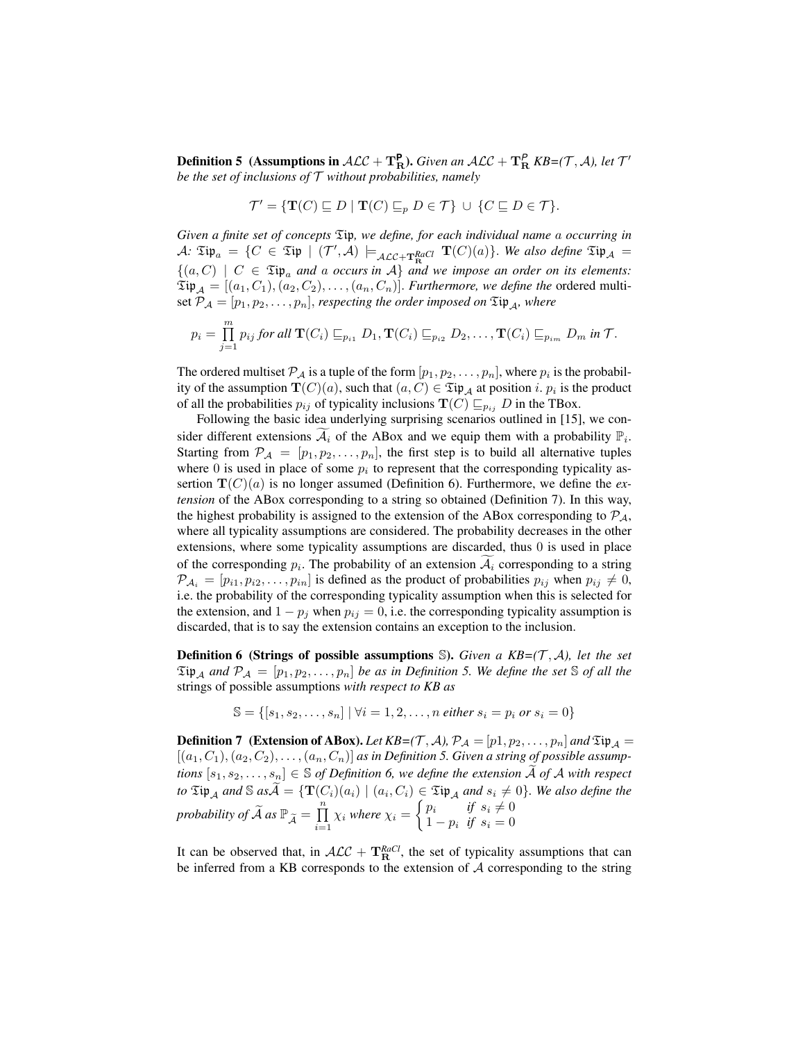**Definition 5 (Assumptions in $\mathcal{ALC} + \mathbf{T}_{\mathbf{R}}^{\mathbf{P}}$).** *Given an $\mathcal{ALC} + \mathbf{T}_{\mathbf{R}}^{P}$ KB=($\mathcal{T}, \mathcal{A}$), let $\mathcal{T}'$ be the set of inclusions of $\mathcal{T}$ without probabilities, namely*

$$\mathcal{T}' = \{\mathbf{T}(C) \sqsubseteq D \mid \mathbf{T}(C) \sqsubseteq_p D \in \mathcal{T}\} \cup \{C \sqsubseteq D \in \mathcal{T}\}.$$

*Given a finite set of concepts $\mathfrak{Tip}$, we define, for each individual name $a$ occurring in $\mathcal{A}$: $\mathfrak{Tip}_a = \{C \in \mathfrak{Tip} \mid (\mathcal{T}', \mathcal{A}) \models_{\mathcal{ALC}+\mathbf{T}_{\mathbf{R}}^{RaCl}} \mathbf{T}(C)(a)\}$. We also define $\mathfrak{Tip}_{\mathcal{A}} = \{(a, C) \mid C \in \mathfrak{Tip}_a$ and $a$ occurs in $\mathcal{A}\}$ and we impose an order on its elements: $\mathfrak{Tip}_{\mathcal{A}} = [(a_1, C_1), (a_2, C_2), \ldots, (a_n, C_n)]$. Furthermore, we define the* ordered multiset *$\mathcal{P}_{\mathcal{A}} = [p_1, p_2, \ldots, p_n]$, respecting the order imposed on $\mathfrak{Tip}_{\mathcal{A}}$, where*

$$p_i = \prod_{j=1}^{m} p_{ij} \text{ for all } \mathbf{T}(C_i) \sqsubseteq_{p_{i1}} D_1, \mathbf{T}(C_i) \sqsubseteq_{p_{i2}} D_2, \ldots, \mathbf{T}(C_i) \sqsubseteq_{p_{im}} D_m \text{ in } \mathcal{T}.$$

The ordered multiset $\mathcal{P}_{\mathcal{A}}$ is a tuple of the form $[p_1, p_2, \ldots, p_n]$, where $p_i$ is the probability of the assumption $\mathbf{T}(C)(a)$, such that $(a, C) \in \mathfrak{Tip}_{\mathcal{A}}$ at position $i$. $p_i$ is the product of all the probabilities $p_{ij}$ of typicality inclusions $\mathbf{T}(C) \sqsubseteq_{p_{ij}} D$ in the TBox.

Following the basic idea underlying surprising scenarios outlined in [15], we consider different extensions $\widetilde{\mathcal{A}}_i$ of the ABox and we equip them with a probability $\mathbb{P}_i$. Starting from $\mathcal{P}_{\mathcal{A}} = [p_1, p_2, \ldots, p_n]$, the first step is to build all alternative tuples where 0 is used in place of some $p_i$ to represent that the corresponding typicality assertion $\mathbf{T}(C)(a)$ is no longer assumed (Definition 6). Furthermore, we define the *extension* of the ABox corresponding to a string so obtained (Definition 7). In this way, the highest probability is assigned to the extension of the ABox corresponding to $\mathcal{P}_{\mathcal{A}}$, where all typicality assumptions are considered. The probability decreases in the other extensions, where some typicality assumptions are discarded, thus 0 is used in place of the corresponding $p_i$. The probability of an extension $\widetilde{\mathcal{A}}_i$ corresponding to a string $\mathcal{P}_{\mathcal{A}_i} = [p_{i1}, p_{i2}, \ldots, p_{in}]$ is defined as the product of probabilities $p_{ij}$ when $p_{ij} \neq 0$, i.e. the probability of the corresponding typicality assumption when this is selected for the extension, and $1 - p_j$ when $p_{ij} = 0$, i.e. the corresponding typicality assumption is discarded, that is to say the extension contains an exception to the inclusion.

**Definition 6 (Strings of possible assumptions $\mathbb{S}$).** *Given a KB=($\mathcal{T}, \mathcal{A}$), let the set $\mathfrak{Tip}_{\mathcal{A}}$ and $\mathcal{P}_{\mathcal{A}} = [p_1, p_2, \ldots, p_n]$ be as in Definition 5. We define the set $\mathbb{S}$ of all the* strings of possible assumptions *with respect to KB as*

$$\mathbb{S} = \{[s_1, s_2, \ldots, s_n] \mid \forall i = 1, 2, \ldots, n \text{ either } s_i = p_i \text{ or } s_i = 0\}$$

**Definition 7 (Extension of ABox).** *Let KB=($\mathcal{T}, \mathcal{A}$), $\mathcal{P}_{\mathcal{A}} = [p1, p2, \ldots, p_n]$ and $\mathfrak{Tip}_{\mathcal{A}} = [(a_1, C_1), (a_2, C_2), \ldots, (a_n, C_n)]$ as in Definition 5. Given a string of possible assumptions $[s_1, s_2, \ldots, s_n] \in \mathbb{S}$ of Definition 6, we define the extension $\widetilde{\mathcal{A}}$ of $\mathcal{A}$ with respect to $\mathfrak{Tip}_{\mathcal{A}}$ and $\mathbb{S}$ as $\widetilde{\mathcal{A}} = \{\mathbf{T}(C_i)(a_i) \mid (a_i, C_i) \in \mathfrak{Tip}_{\mathcal{A}}$ and $s_i \neq 0\}$. We also define the probability of $\widetilde{\mathcal{A}}$ as $\mathbb{P}_{\widetilde{\mathcal{A}}} = \prod_{i=1}^{n} \chi_i$ where $\chi_i = \begin{cases} p_i & \text{if } s_i \neq 0 \\ 1 - p_i & \text{if } s_i = 0 \end{cases}$*

It can be observed that, in $\mathcal{ALC} + \mathbf{T}_{\mathbf{R}}^{RaCl}$, the set of typicality assumptions that can be inferred from a KB corresponds to the extension of $\mathcal{A}$ corresponding to the string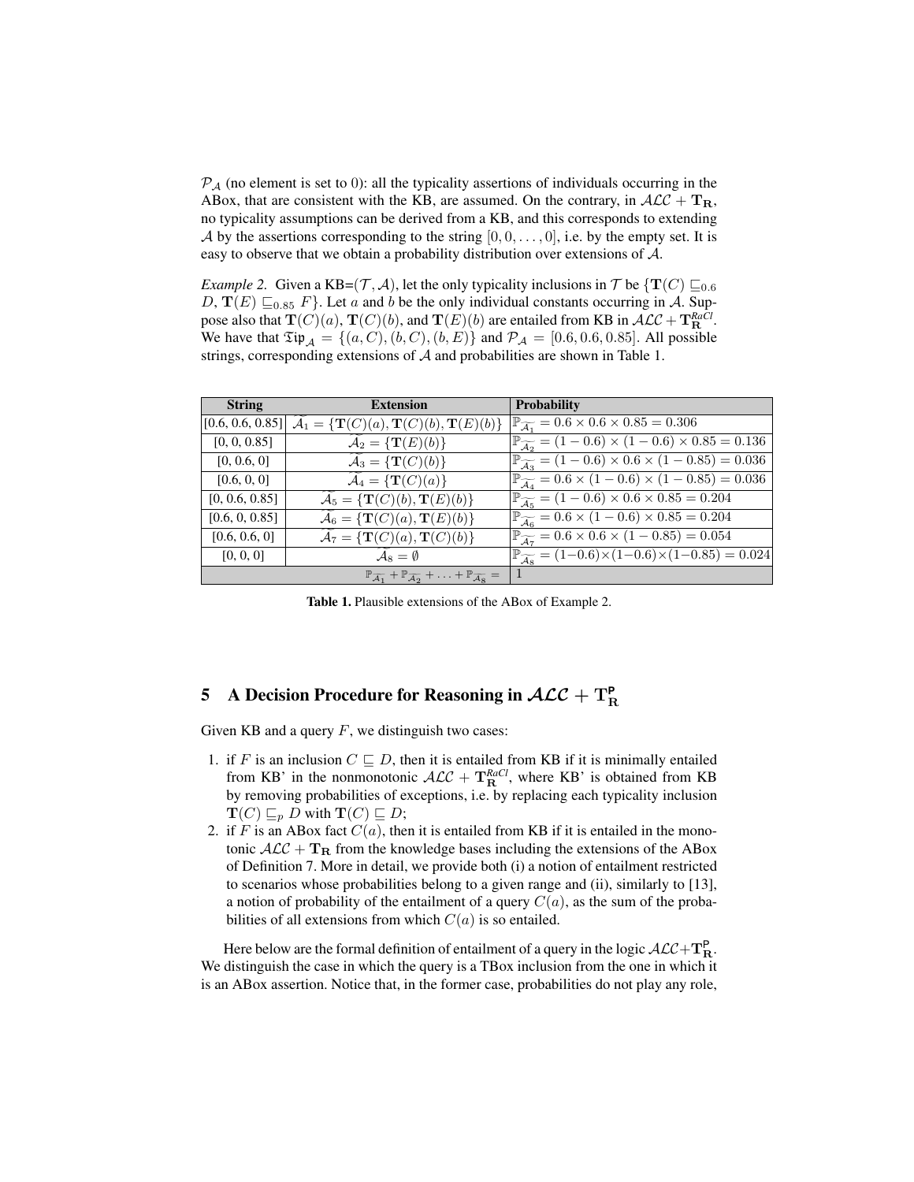$\mathcal{P}_{\mathcal{A}}$ (no element is set to 0): all the typicality assertions of individuals occurring in the ABox, that are consistent with the KB, are assumed. On the contrary, in $\mathcal{ALC} + \mathbf{T_R}$, no typicality assumptions can be derived from a KB, and this corresponds to extending $\mathcal{A}$ by the assertions corresponding to the string $[0, 0, \ldots, 0]$, i.e. by the empty set. It is easy to observe that we obtain a probability distribution over extensions of $\mathcal{A}$.

*Example 2.* Given a KB=$(\mathcal{T}, \mathcal{A})$, let the only typicality inclusions in $\mathcal{T}$ be $\{\mathbf{T}(C) \sqsubseteq_{0.6} D, \mathbf{T}(E) \sqsubseteq_{0.85} F\}$. Let $a$ and $b$ be the only individual constants occurring in $\mathcal{A}$. Suppose also that $\mathbf{T}(C)(a)$, $\mathbf{T}(C)(b)$, and $\mathbf{T}(E)(b)$ are entailed from KB in $\mathcal{ALC} + \mathbf{T}_{\mathbf{R}}^{RaCl}$. We have that $\mathfrak{Tip}_{\mathcal{A}} = \{(a, C), (b, C), (b, E)\}$ and $\mathcal{P}_{\mathcal{A}} = [0.6, 0.6, 0.85]$. All possible strings, corresponding extensions of $\mathcal{A}$ and probabilities are shown in Table 1.

| String | Extension | Probability |
|---|---|---|
| [0.6, 0.6, 0.85] | $\widetilde{\mathcal{A}_1} = \{\mathbf{T}(C)(a), \mathbf{T}(C)(b), \mathbf{T}(E)(b)\}$ | $\mathbb{P}_{\widetilde{\mathcal{A}_1}} = 0.6 \times 0.6 \times 0.85 = 0.306$ |
| [0, 0, 0.85] | $\widetilde{\mathcal{A}_2} = \{\mathbf{T}(E)(b)\}$ | $\mathbb{P}_{\widetilde{\mathcal{A}_2}} = (1-0.6) \times (1-0.6) \times 0.85 = 0.136$ |
| [0, 0.6, 0] | $\widetilde{\mathcal{A}_3} = \{\mathbf{T}(C)(b)\}$ | $\mathbb{P}_{\widetilde{\mathcal{A}_3}} = (1-0.6) \times 0.6 \times (1-0.85) = 0.036$ |
| [0.6, 0, 0] | $\widetilde{\mathcal{A}_4} = \{\mathbf{T}(C)(a)\}$ | $\mathbb{P}_{\widetilde{\mathcal{A}_4}} = 0.6 \times (1-0.6) \times (1-0.85) = 0.036$ |
| [0, 0.6, 0.85] | $\widetilde{\mathcal{A}_5} = \{\mathbf{T}(C)(b), \mathbf{T}(E)(b)\}$ | $\mathbb{P}_{\widetilde{\mathcal{A}_5}} = (1-0.6) \times 0.6 \times 0.85 = 0.204$ |
| [0.6, 0, 0.85] | $\widetilde{\mathcal{A}_6} = \{\mathbf{T}(C)(a), \mathbf{T}(E)(b)\}$ | $\mathbb{P}_{\widetilde{\mathcal{A}_6}} = 0.6 \times (1-0.6) \times 0.85 = 0.204$ |
| [0.6, 0.6, 0] | $\widetilde{\mathcal{A}_7} = \{\mathbf{T}(C)(a), \mathbf{T}(C)(b)\}$ | $\mathbb{P}_{\widetilde{\mathcal{A}_7}} = 0.6 \times 0.6 \times (1-0.85) = 0.054$ |
| [0, 0, 0] | $\widetilde{\mathcal{A}_8} = \emptyset$ | $\mathbb{P}_{\widetilde{\mathcal{A}_8}} = (1-0.6) \times (1-0.6) \times (1-0.85) = 0.024$ |
| | $\mathbb{P}_{\widetilde{\mathcal{A}_1}} + \mathbb{P}_{\widetilde{\mathcal{A}_2}} + \ldots + \mathbb{P}_{\widetilde{\mathcal{A}_8}} =$ | 1 |

**Table 1.** Plausible extensions of the ABox of Example 2.

## 5 A Decision Procedure for Reasoning in $\mathcal{ALC} + \mathbf{T}_{\mathbf{R}}^{\mathsf{P}}$

Given KB and a query $F$, we distinguish two cases:

1. if $F$ is an inclusion $C \sqsubseteq D$, then it is entailed from KB if it is minimally entailed from KB' in the nonmonotonic $\mathcal{ALC} + \mathbf{T}_{\mathbf{R}}^{RaCl}$, where KB' is obtained from KB by removing probabilities of exceptions, i.e. by replacing each typicality inclusion $\mathbf{T}(C) \sqsubseteq_p D$ with $\mathbf{T}(C) \sqsubseteq D$;
2. if $F$ is an ABox fact $C(a)$, then it is entailed from KB if it is entailed in the monotonic $\mathcal{ALC} + \mathbf{T_R}$ from the knowledge bases including the extensions of the ABox of Definition 7. More in detail, we provide both (i) a notion of entailment restricted to scenarios whose probabilities belong to a given range and (ii), similarly to [13], a notion of probability of the entailment of a query $C(a)$, as the sum of the probabilities of all extensions from which $C(a)$ is so entailed.

Here below are the formal definition of entailment of a query in the logic $\mathcal{ALC} + \mathbf{T}_{\mathbf{R}}^{\mathsf{P}}$. We distinguish the case in which the query is a TBox inclusion from the one in which it is an ABox assertion. Notice that, in the former case, probabilities do not play any role,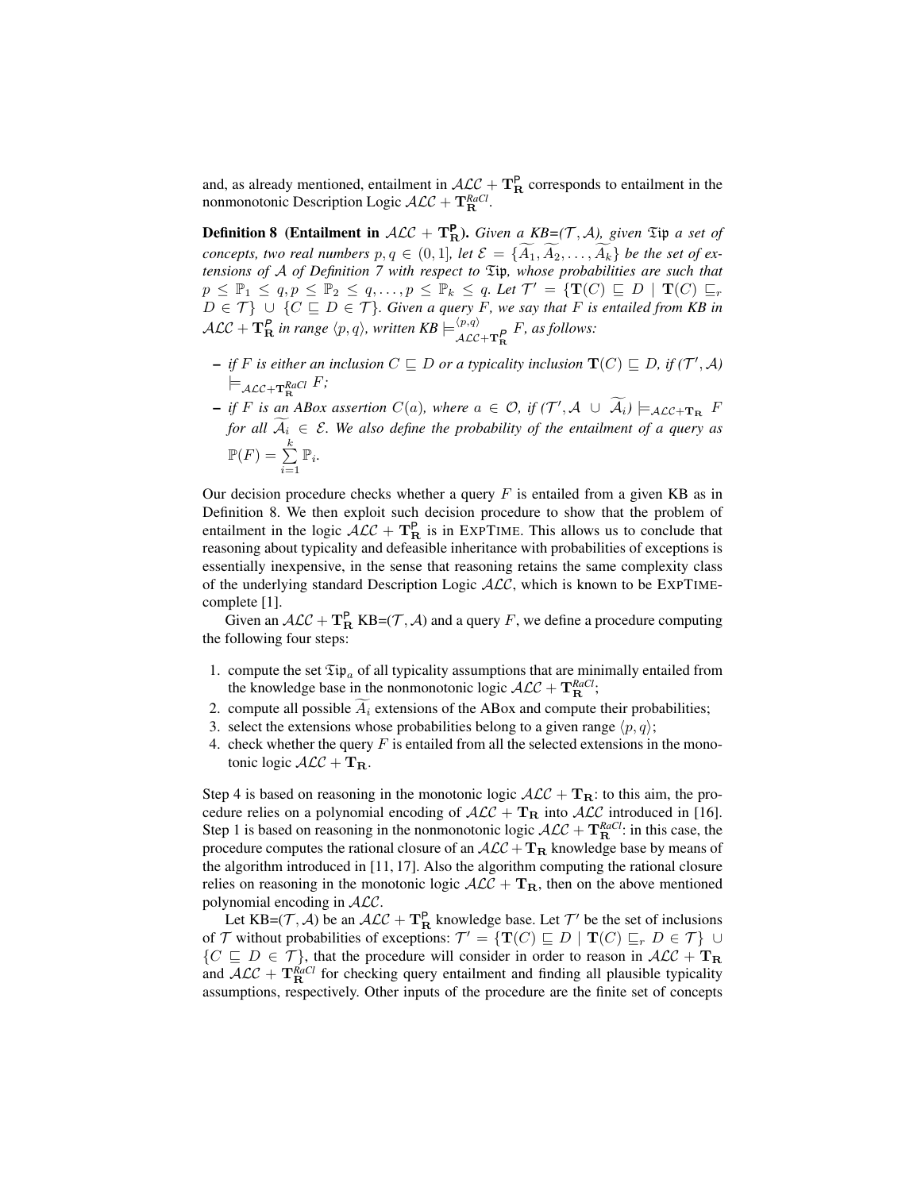and, as already mentioned, entailment in $\mathcal{ALC} + \mathbf{T}_{\mathbf{R}}^{\mathsf{P}}$ corresponds to entailment in the nonmonotonic Description Logic $\mathcal{ALC} + \mathbf{T}_{\mathbf{R}}^{RaCl}$.

**Definition 8 (Entailment in $\mathcal{ALC} + \mathbf{T}_{\mathbf{R}}^{\mathsf{P}}$).** *Given a KB=$(\mathcal{T}, \mathcal{A})$, given $\mathfrak{Tip}$ a set of concepts, two real numbers $p, q \in (0, 1]$, let $\mathcal{E} = \{\widetilde{A_1}, \widetilde{A_2}, \dots, \widetilde{A_k}\}$ be the set of extensions of $\mathcal{A}$ of Definition 7 with respect to $\mathfrak{Tip}$, whose probabilities are such that $p \leq \mathbb{P}_1 \leq q, p \leq \mathbb{P}_2 \leq q, \dots, p \leq \mathbb{P}_k \leq q$. Let $\mathcal{T}' = \{\mathbf{T}(C) \sqsubseteq D \mid \mathbf{T}(C) \sqsubseteq_r D \in \mathcal{T}\} \cup \{C \sqsubseteq D \in \mathcal{T}\}$. Given a query $F$, we say that $F$ is entailed from KB in $\mathcal{ALC} + \mathbf{T}_{\mathbf{R}}^{\mathsf{P}}$ in range $\langle p, q \rangle$, written KB $\models^{\langle p,q \rangle}_{\mathcal{ALC}+\mathbf{T}_{\mathbf{R}}^{\mathsf{P}}} F$, as follows:*

- *if $F$ is either an inclusion $C \sqsubseteq D$ or a typicality inclusion $\mathbf{T}(C) \sqsubseteq D$, if $(\mathcal{T}', \mathcal{A}) \models_{\mathcal{ALC}+\mathbf{T}_{\mathbf{R}}^{RaCl}} F$;*
- *if $F$ is an ABox assertion $C(a)$, where $a \in \mathcal{O}$, if $(\mathcal{T}', \mathcal{A} \cup \widetilde{\mathcal{A}_i}) \models_{\mathcal{ALC}+\mathbf{T}_{\mathbf{R}}} F$ for all $\widetilde{\mathcal{A}_i} \in \mathcal{E}$. We also define the probability of the entailment of a query as $\mathbb{P}(F) = \sum_{i=1}^{k} \mathbb{P}_i$.*

Our decision procedure checks whether a query $F$ is entailed from a given KB as in Definition 8. We then exploit such decision procedure to show that the problem of entailment in the logic $\mathcal{ALC} + \mathbf{T}_{\mathbf{R}}^{\mathsf{P}}$ is in EXPTIME. This allows us to conclude that reasoning about typicality and defeasible inheritance with probabilities of exceptions is essentially inexpensive, in the sense that reasoning retains the same complexity class of the underlying standard Description Logic $\mathcal{ALC}$, which is known to be EXPTIME-complete [1].

Given an $\mathcal{ALC} + \mathbf{T}_{\mathbf{R}}^{\mathsf{P}}$ KB=$(\mathcal{T}, \mathcal{A})$ and a query $F$, we define a procedure computing the following four steps:

1. compute the set $\mathfrak{Tip}_a$ of all typicality assumptions that are minimally entailed from the knowledge base in the nonmonotonic logic $\mathcal{ALC} + \mathbf{T}_{\mathbf{R}}^{RaCl}$;
2. compute all possible $\widetilde{A_i}$ extensions of the ABox and compute their probabilities;
3. select the extensions whose probabilities belong to a given range $\langle p, q \rangle$;
4. check whether the query $F$ is entailed from all the selected extensions in the monotonic logic $\mathcal{ALC} + \mathbf{T}_{\mathbf{R}}$.

Step 4 is based on reasoning in the monotonic logic $\mathcal{ALC} + \mathbf{T}_{\mathbf{R}}$: to this aim, the procedure relies on a polynomial encoding of $\mathcal{ALC} + \mathbf{T}_{\mathbf{R}}$ into $\mathcal{ALC}$ introduced in [16]. Step 1 is based on reasoning in the nonmonotonic logic $\mathcal{ALC} + \mathbf{T}_{\mathbf{R}}^{RaCl}$: in this case, the procedure computes the rational closure of an $\mathcal{ALC} + \mathbf{T}_{\mathbf{R}}$ knowledge base by means of the algorithm introduced in [11, 17]. Also the algorithm computing the rational closure relies on reasoning in the monotonic logic $\mathcal{ALC} + \mathbf{T}_{\mathbf{R}}$, then on the above mentioned polynomial encoding in $\mathcal{ALC}$.

Let KB=$(\mathcal{T}, \mathcal{A})$ be an $\mathcal{ALC} + \mathbf{T}_{\mathbf{R}}^{\mathsf{P}}$ knowledge base. Let $\mathcal{T}'$ be the set of inclusions of $\mathcal{T}$ without probabilities of exceptions: $\mathcal{T}' = \{\mathbf{T}(C) \sqsubseteq D \mid \mathbf{T}(C) \sqsubseteq_r D \in \mathcal{T}\} \cup \{C \sqsubseteq D \in \mathcal{T}\}$, that the procedure will consider in order to reason in $\mathcal{ALC} + \mathbf{T}_{\mathbf{R}}$ and $\mathcal{ALC} + \mathbf{T}_{\mathbf{R}}^{RaCl}$ for checking query entailment and finding all plausible typicality assumptions, respectively. Other inputs of the procedure are the finite set of concepts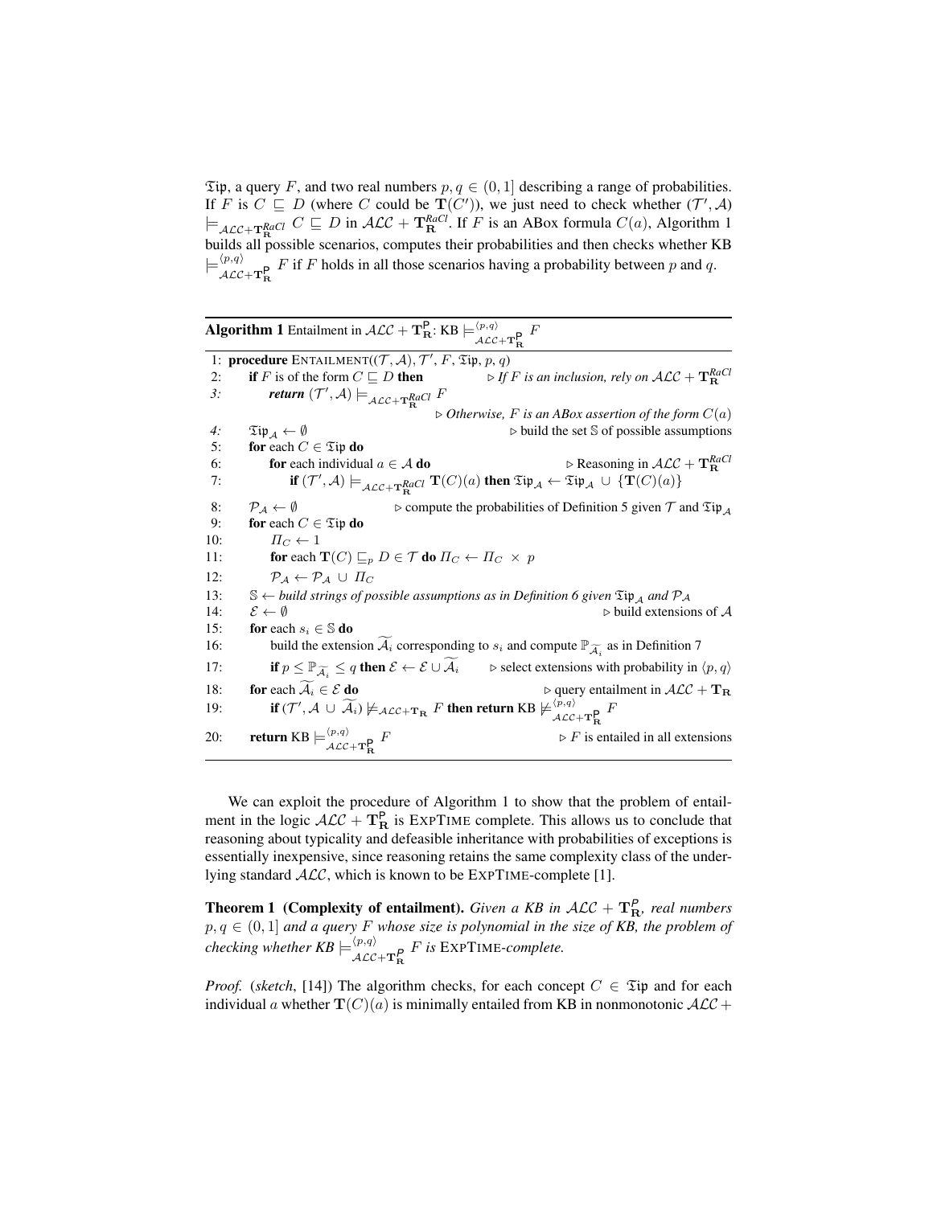$\mathfrak{Tip}$, a query $F$, and two real numbers $p, q \in (0, 1]$ describing a range of probabilities. If $F$ is $C \sqsubseteq D$ (where $C$ could be $\mathbf{T}(C')$), we just need to check whether $(\mathcal{T}', \mathcal{A}) \models_{\mathcal{ALC}+\mathbf{T}_{\mathbf{R}}^{RaCl}} C \sqsubseteq D$ in $\mathcal{ALC} + \mathbf{T}_{\mathbf{R}}^{RaCl}$. If $F$ is an ABox formula $C(a)$, Algorithm 1 builds all possible scenarios, computes their probabilities and then checks whether KB $\models^{\langle p,q \rangle}_{\mathcal{ALC}+\mathbf{T}_{\mathbf{R}}^{\mathsf{P}}} F$ if $F$ holds in all those scenarios having a probability between $p$ and $q$.

**Algorithm 1** Entailment in $\mathcal{ALC} + \mathbf{T}_{\mathbf{R}}^{\mathsf{P}}$: KB $\models^{\langle p,q \rangle}_{\mathcal{ALC}+\mathbf{T}_{\mathbf{R}}^{\mathsf{P}}} F$

```
1:  procedure ENTAILMENT((T, A), T', F, Tip, p, q)
2:      if F is of the form C ⊑ D then          ▷ If F is an inclusion, rely on ALC + T_R^RaCl
3:          return (T', A) ⊨_{ALC+T_R^RaCl} F
                                                ▷ Otherwise, F is an ABox assertion of the form C(a)
4:      Tip_A ← ∅                               ▷ build the set S of possible assumptions
5:      for each C ∈ Tip do
6:          for each individual a ∈ A do        ▷ Reasoning in ALC + T_R^RaCl
7:              if (T', A) ⊨_{ALC+T_R^RaCl} T(C)(a) then Tip_A ← Tip_A ∪ {T(C)(a)}
8:      P_A ← ∅                 ▷ compute the probabilities of Definition 5 given T and Tip_A
9:      for each C ∈ Tip do
10:         Π_C ← 1
11:         for each T(C) ⊑_p D ∈ T do Π_C ← Π_C × p
12:         P_A ← P_A ∪ Π_C
13:     S ← build strings of possible assumptions as in Definition 6 given Tip_A and P_A
14:     E ← ∅                                   ▷ build extensions of A
15:     for each s_i ∈ S do
16:         build the extension Ã_i corresponding to s_i and compute P_{Ã_i} as in Definition 7
17:         if p ≤ P_{Ã_i} ≤ q then E ← E ∪ Ã_i     ▷ select extensions with probability in ⟨p, q⟩
18:     for each Ã_i ∈ E do                     ▷ query entailment in ALC + T_R
19:         if (T', A ∪ Ã_i) ⊭_{ALC+T_R} F then return KB ⊭^{⟨p,q⟩}_{ALC+T_R^P} F
20:     return KB ⊨^{⟨p,q⟩}_{ALC+T_R^P} F      ▷ F is entailed in all extensions
```

We can exploit the procedure of Algorithm 1 to show that the problem of entailment in the logic $\mathcal{ALC} + \mathbf{T}_{\mathbf{R}}^{\mathsf{P}}$ is EXPTIME complete. This allows us to conclude that reasoning about typicality and defeasible inheritance with probabilities of exceptions is essentially inexpensive, since reasoning retains the same complexity class of the underlying standard $\mathcal{ALC}$, which is known to be EXPTIME-complete [1].

**Theorem 1 (Complexity of entailment).** *Given a KB in $\mathcal{ALC} + \mathbf{T}_{\mathbf{R}}^{\mathsf{P}}$, real numbers $p, q \in (0, 1]$ and a query $F$ whose size is polynomial in the size of KB, the problem of checking whether KB $\models^{\langle p,q \rangle}_{\mathcal{ALC}+\mathbf{T}_{\mathbf{R}}^{\mathsf{P}}} F$ is EXPTIME-complete.*

*Proof.* (*sketch*, [14]) The algorithm checks, for each concept $C \in \mathfrak{Tip}$ and for each individual $a$ whether $\mathbf{T}(C)(a)$ is minimally entailed from KB in nonmonotonic $\mathcal{ALC} +$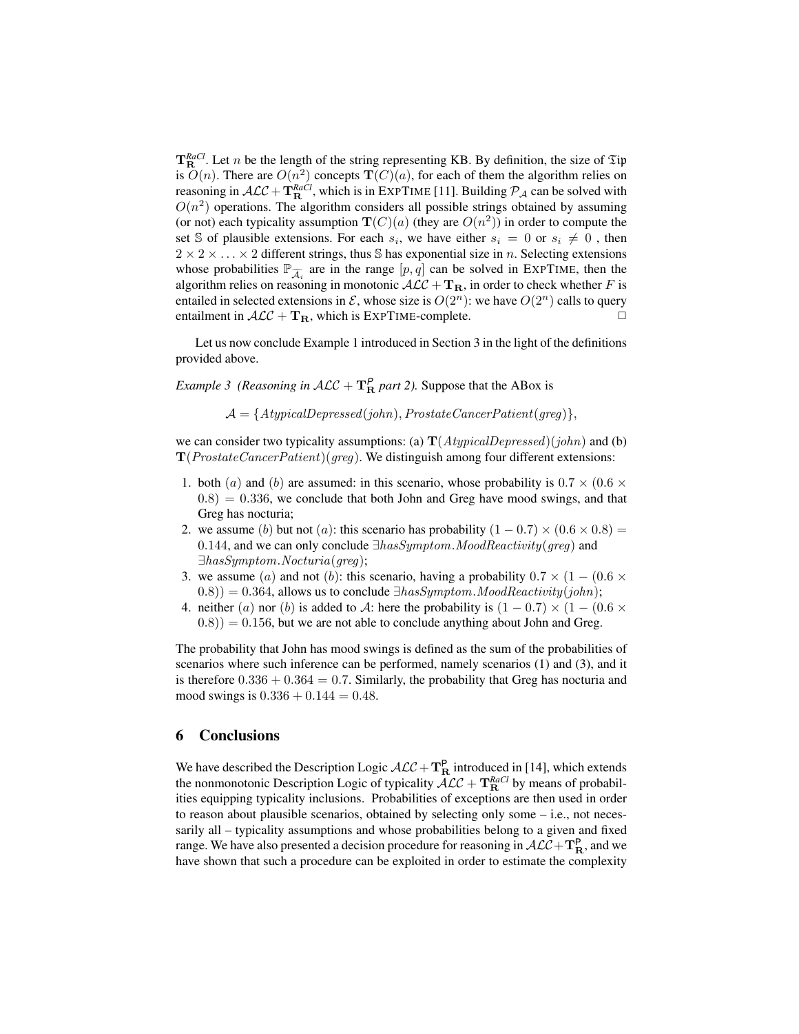$\mathbf{T}_{\mathbf{R}}^{RaCl}$. Let $n$ be the length of the string representing KB. By definition, the size of $\mathfrak{Tip}$ is $O(n)$. There are $O(n^2)$ concepts $\mathbf{T}(C)(a)$, for each of them the algorithm relies on reasoning in $\mathcal{ALC} + \mathbf{T}_{\mathbf{R}}^{RaCl}$, which is in EXPTIME [11]. Building $\mathcal{P}_{\mathcal{A}}$ can be solved with $O(n^2)$ operations. The algorithm considers all possible strings obtained by assuming (or not) each typicality assumption $\mathbf{T}(C)(a)$ (they are $O(n^2)$) in order to compute the set $\mathbb{S}$ of plausible extensions. For each $s_i$, we have either $s_i = 0$ or $s_i \neq 0$ , then $2 \times 2 \times \ldots \times 2$ different strings, thus $\mathbb{S}$ has exponential size in $n$. Selecting extensions whose probabilities $\mathbb{P}_{\widetilde{\mathcal{A}_i}}$ are in the range $[p, q]$ can be solved in EXPTIME, then the algorithm relies on reasoning in monotonic $\mathcal{ALC} + \mathbf{T}_{\mathbf{R}}$, in order to check whether $F$ is entailed in selected extensions in $\mathcal{E}$, whose size is $O(2^n)$: we have $O(2^n)$ calls to query entailment in $\mathcal{ALC} + \mathbf{T}_{\mathbf{R}}$, which is EXPTIME-complete. □

Let us now conclude Example 1 introduced in Section 3 in the light of the definitions provided above.

*Example 3 (Reasoning in $\mathcal{ALC} + \mathbf{T}_{\mathbf{R}}^{\mathsf{P}}$ part 2).* Suppose that the ABox is

$$\mathcal{A} = \{AtypicalDepressed(john), ProstateCancerPatient(greg)\},$$

we can consider two typicality assumptions: (a) $\mathbf{T}(AtypicalDepressed)(john)$ and (b) $\mathbf{T}(ProstateCancerPatient)(greg)$. We distinguish among four different extensions:

1. both $(a)$ and $(b)$ are assumed: in this scenario, whose probability is $0.7 \times (0.6 \times 0.8) = 0.336$, we conclude that both John and Greg have mood swings, and that Greg has nocturia;
2. we assume $(b)$ but not $(a)$: this scenario has probability $(1 - 0.7) \times (0.6 \times 0.8) = 0.144$, and we can only conclude $\exists hasSymptom.MoodReactivity(greg)$ and $\exists hasSymptom.Nocturia(greg)$;
3. we assume $(a)$ and not $(b)$: this scenario, having a probability $0.7 \times (1 - (0.6 \times 0.8)) = 0.364$, allows us to conclude $\exists hasSymptom.MoodReactivity(john)$;
4. neither $(a)$ nor $(b)$ is added to $\mathcal{A}$: here the probability is $(1 - 0.7) \times (1 - (0.6 \times 0.8)) = 0.156$, but we are not able to conclude anything about John and Greg.

The probability that John has mood swings is defined as the sum of the probabilities of scenarios where such inference can be performed, namely scenarios (1) and (3), and it is therefore $0.336 + 0.364 = 0.7$. Similarly, the probability that Greg has nocturia and mood swings is $0.336 + 0.144 = 0.48$.

## 6 Conclusions

We have described the Description Logic $\mathcal{ALC} + \mathbf{T}_{\mathbf{R}}^{\mathsf{P}}$ introduced in [14], which extends the nonmonotonic Description Logic of typicality $\mathcal{ALC} + \mathbf{T}_{\mathbf{R}}^{RaCl}$ by means of probabilities equipping typicality inclusions. Probabilities of exceptions are then used in order to reason about plausible scenarios, obtained by selecting only some – i.e., not necessarily all – typicality assumptions and whose probabilities belong to a given and fixed range. We have also presented a decision procedure for reasoning in $\mathcal{ALC} + \mathbf{T}_{\mathbf{R}}^{\mathsf{P}}$, and we have shown that such a procedure can be exploited in order to estimate the complexity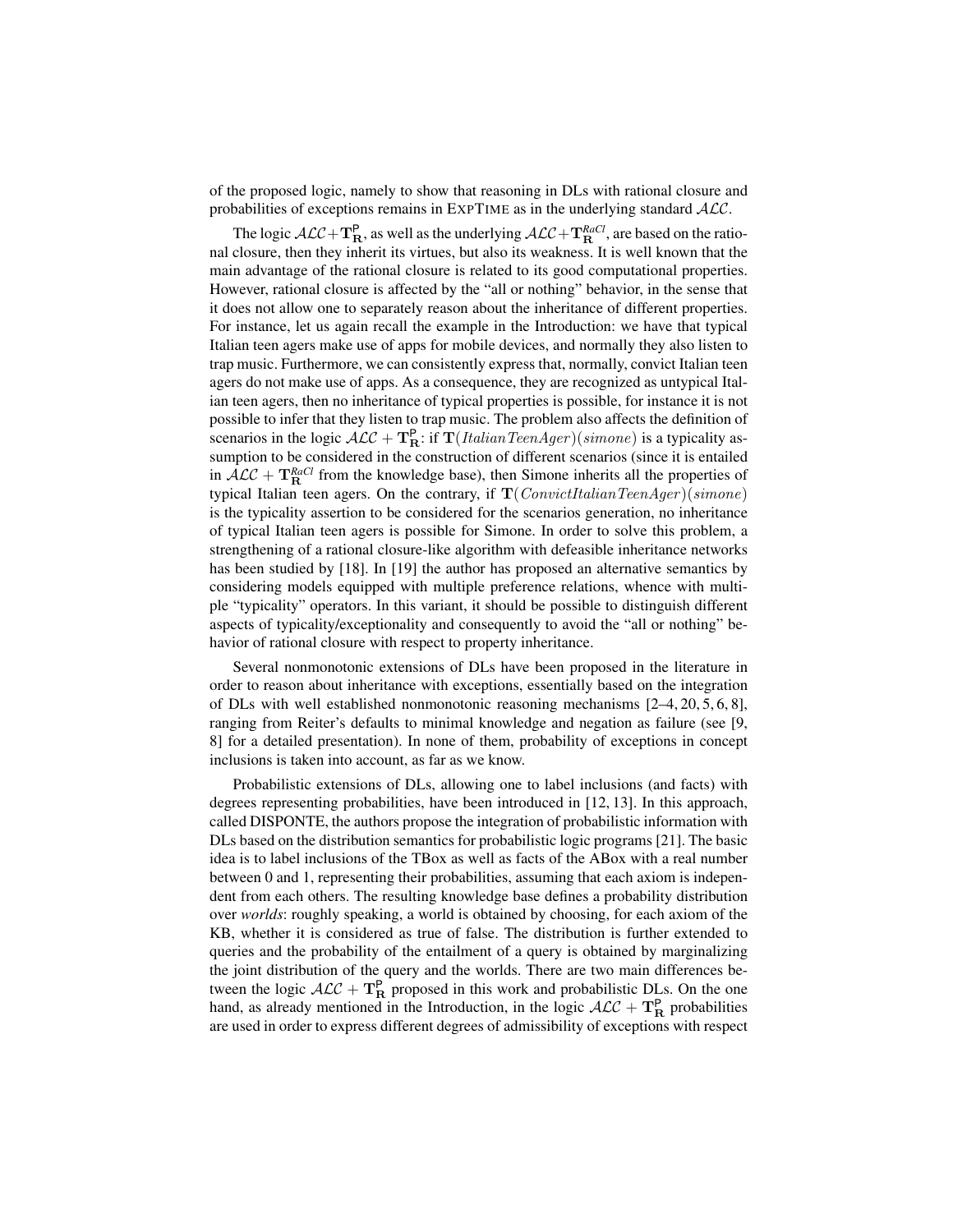of the proposed logic, namely to show that reasoning in DLs with rational closure and probabilities of exceptions remains in EXPTIME as in the underlying standard $\mathcal{ALC}$.

The logic $\mathcal{ALC}+\mathbf{T}_{\mathbf{R}}^{\mathsf{P}}$, as well as the underlying $\mathcal{ALC}+\mathbf{T}_{\mathbf{R}}^{RaCl}$, are based on the rational closure, then they inherit its virtues, but also its weakness. It is well known that the main advantage of the rational closure is related to its good computational properties. However, rational closure is affected by the "all or nothing" behavior, in the sense that it does not allow one to separately reason about the inheritance of different properties. For instance, let us again recall the example in the Introduction: we have that typical Italian teen agers make use of apps for mobile devices, and normally they also listen to trap music. Furthermore, we can consistently express that, normally, convict Italian teen agers do not make use of apps. As a consequence, they are recognized as untypical Italian teen agers, then no inheritance of typical properties is possible, for instance it is not possible to infer that they listen to trap music. The problem also affects the definition of scenarios in the logic $\mathcal{ALC}+\mathbf{T}_{\mathbf{R}}^{\mathsf{P}}$: if $\mathbf{T}(\mathit{ItalianTeenAger})(\mathit{simone})$ is a typicality assumption to be considered in the construction of different scenarios (since it is entailed in $\mathcal{ALC}+\mathbf{T}_{\mathbf{R}}^{RaCl}$ from the knowledge base), then Simone inherits all the properties of typical Italian teen agers. On the contrary, if $\mathbf{T}(\mathit{ConvictItalianTeenAger})(\mathit{simone})$ is the typicality assertion to be considered for the scenarios generation, no inheritance of typical Italian teen agers is possible for Simone. In order to solve this problem, a strengthening of a rational closure-like algorithm with defeasible inheritance networks has been studied by [18]. In [19] the author has proposed an alternative semantics by considering models equipped with multiple preference relations, whence with multiple "typicality" operators. In this variant, it should be possible to distinguish different aspects of typicality/exceptionality and consequently to avoid the "all or nothing" behavior of rational closure with respect to property inheritance.

Several nonmonotonic extensions of DLs have been proposed in the literature in order to reason about inheritance with exceptions, essentially based on the integration of DLs with well established nonmonotonic reasoning mechanisms [2–4, 20, 5, 6, 8], ranging from Reiter's defaults to minimal knowledge and negation as failure (see [9, 8] for a detailed presentation). In none of them, probability of exceptions in concept inclusions is taken into account, as far as we know.

Probabilistic extensions of DLs, allowing one to label inclusions (and facts) with degrees representing probabilities, have been introduced in [12, 13]. In this approach, called DISPONTE, the authors propose the integration of probabilistic information with DLs based on the distribution semantics for probabilistic logic programs [21]. The basic idea is to label inclusions of the TBox as well as facts of the ABox with a real number between 0 and 1, representing their probabilities, assuming that each axiom is independent from each others. The resulting knowledge base defines a probability distribution over *worlds*: roughly speaking, a world is obtained by choosing, for each axiom of the KB, whether it is considered as true of false. The distribution is further extended to queries and the probability of the entailment of a query is obtained by marginalizing the joint distribution of the query and the worlds. There are two main differences between the logic $\mathcal{ALC}+\mathbf{T}_{\mathbf{R}}^{\mathsf{P}}$ proposed in this work and probabilistic DLs. On the one hand, as already mentioned in the Introduction, in the logic $\mathcal{ALC}+\mathbf{T}_{\mathbf{R}}^{\mathsf{P}}$ probabilities are used in order to express different degrees of admissibility of exceptions with respect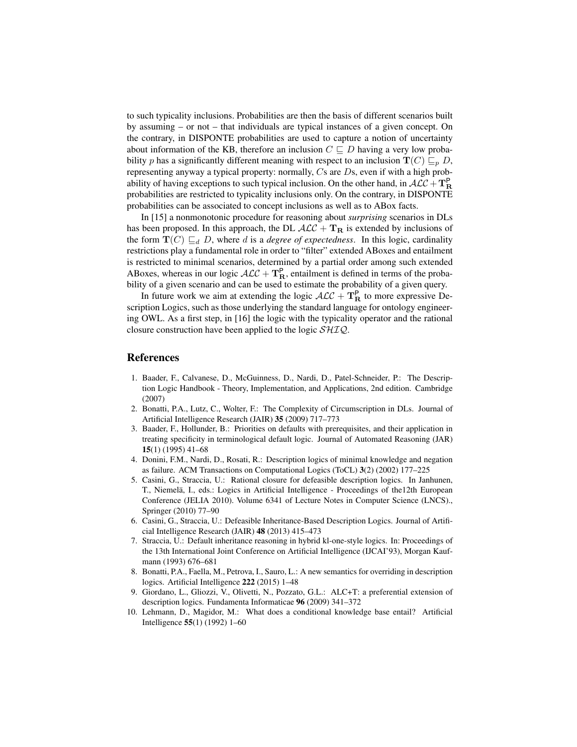to such typicality inclusions. Probabilities are then the basis of different scenarios built by assuming – or not – that individuals are typical instances of a given concept. On the contrary, in DISPONTE probabilities are used to capture a notion of uncertainty about information of the KB, therefore an inclusion $C \sqsubseteq D$ having a very low probability $p$ has a significantly different meaning with respect to an inclusion $\mathbf{T}(C) \sqsubseteq_p D$, representing anyway a typical property: normally, $C$s are $D$s, even if with a high probability of having exceptions to such typical inclusion. On the other hand, in $\mathcal{ALC} + \mathbf{T}_{\mathbf{R}}^{\mathsf{P}}$ probabilities are restricted to typicality inclusions only. On the contrary, in DISPONTE probabilities can be associated to concept inclusions as well as to ABox facts.

In [15] a nonmonotonic procedure for reasoning about *surprising* scenarios in DLs has been proposed. In this approach, the DL $\mathcal{ALC} + \mathbf{T}_{\mathbf{R}}$ is extended by inclusions of the form $\mathbf{T}(C) \sqsubseteq_d D$, where $d$ is a *degree of expectedness*. In this logic, cardinality restrictions play a fundamental role in order to "filter" extended ABoxes and entailment is restricted to minimal scenarios, determined by a partial order among such extended ABoxes, whereas in our logic $\mathcal{ALC} + \mathbf{T}_{\mathbf{R}}^{\mathsf{P}}$, entailment is defined in terms of the probability of a given scenario and can be used to estimate the probability of a given query.

In future work we aim at extending the logic $\mathcal{ALC} + \mathbf{T}_{\mathbf{R}}^{\mathsf{P}}$ to more expressive Description Logics, such as those underlying the standard language for ontology engineering OWL. As a first step, in [16] the logic with the typicality operator and the rational closure construction have been applied to the logic $\mathcal{SHIQ}$.

## References

1. Baader, F., Calvanese, D., McGuinness, D., Nardi, D., Patel-Schneider, P.: The Description Logic Handbook - Theory, Implementation, and Applications, 2nd edition. Cambridge (2007)
2. Bonatti, P.A., Lutz, C., Wolter, F.: The Complexity of Circumscription in DLs. Journal of Artificial Intelligence Research (JAIR) **35** (2009) 717–773
3. Baader, F., Hollunder, B.: Priorities on defaults with prerequisites, and their application in treating specificity in terminological default logic. Journal of Automated Reasoning (JAR) **15**(1) (1995) 41–68
4. Donini, F.M., Nardi, D., Rosati, R.: Description logics of minimal knowledge and negation as failure. ACM Transactions on Computational Logics (ToCL) **3**(2) (2002) 177–225
5. Casini, G., Straccia, U.: Rational closure for defeasible description logics. In Janhunen, T., Niemelä, I., eds.: Logics in Artificial Intelligence - Proceedings of the12th European Conference (JELIA 2010). Volume 6341 of Lecture Notes in Computer Science (LNCS)., Springer (2010) 77–90
6. Casini, G., Straccia, U.: Defeasible Inheritance-Based Description Logics. Journal of Artificial Intelligence Research (JAIR) **48** (2013) 415–473
7. Straccia, U.: Default inheritance reasoning in hybrid kl-one-style logics. In: Proceedings of the 13th International Joint Conference on Artificial Intelligence (IJCAI'93), Morgan Kaufmann (1993) 676–681
8. Bonatti, P.A., Faella, M., Petrova, I., Sauro, L.: A new semantics for overriding in description logics. Artificial Intelligence **222** (2015) 1–48
9. Giordano, L., Gliozzi, V., Olivetti, N., Pozzato, G.L.: ALC+T: a preferential extension of description logics. Fundamenta Informaticae **96** (2009) 341–372
10. Lehmann, D., Magidor, M.: What does a conditional knowledge base entail? Artificial Intelligence **55**(1) (1992) 1–60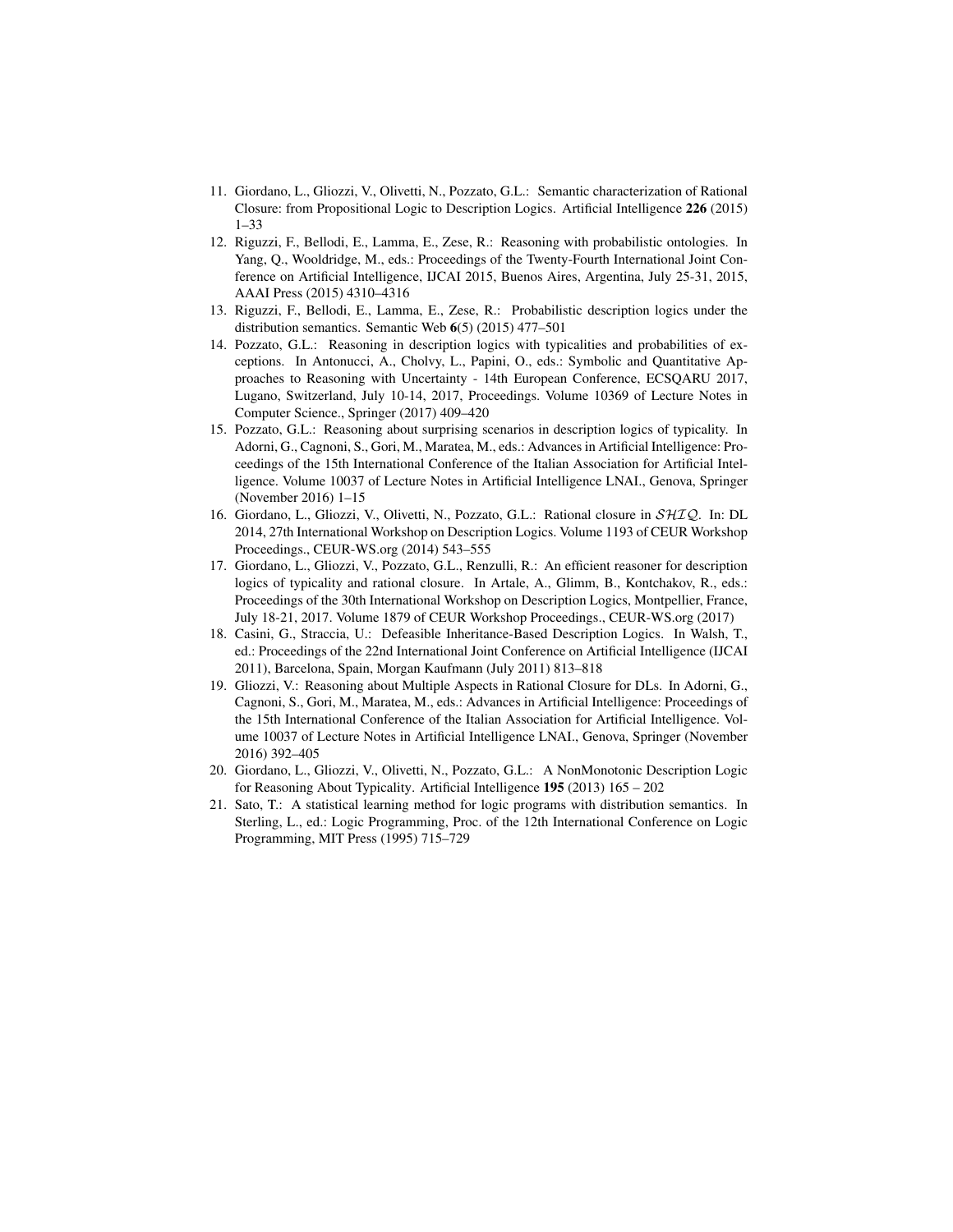11. Giordano, L., Gliozzi, V., Olivetti, N., Pozzato, G.L.: Semantic characterization of Rational Closure: from Propositional Logic to Description Logics. Artificial Intelligence **226** (2015) 1–33
12. Riguzzi, F., Bellodi, E., Lamma, E., Zese, R.: Reasoning with probabilistic ontologies. In Yang, Q., Wooldridge, M., eds.: Proceedings of the Twenty-Fourth International Joint Conference on Artificial Intelligence, IJCAI 2015, Buenos Aires, Argentina, July 25-31, 2015, AAAI Press (2015) 4310–4316
13. Riguzzi, F., Bellodi, E., Lamma, E., Zese, R.: Probabilistic description logics under the distribution semantics. Semantic Web **6**(5) (2015) 477–501
14. Pozzato, G.L.: Reasoning in description logics with typicalities and probabilities of exceptions. In Antonucci, A., Cholvy, L., Papini, O., eds.: Symbolic and Quantitative Approaches to Reasoning with Uncertainty - 14th European Conference, ECSQARU 2017, Lugano, Switzerland, July 10-14, 2017, Proceedings. Volume 10369 of Lecture Notes in Computer Science., Springer (2017) 409–420
15. Pozzato, G.L.: Reasoning about surprising scenarios in description logics of typicality. In Adorni, G., Cagnoni, S., Gori, M., Maratea, M., eds.: Advances in Artificial Intelligence: Proceedings of the 15th International Conference of the Italian Association for Artificial Intelligence. Volume 10037 of Lecture Notes in Artificial Intelligence LNAI., Genova, Springer (November 2016) 1–15
16. Giordano, L., Gliozzi, V., Olivetti, N., Pozzato, G.L.: Rational closure in $\mathcal{SHIQ}$. In: DL 2014, 27th International Workshop on Description Logics. Volume 1193 of CEUR Workshop Proceedings., CEUR-WS.org (2014) 543–555
17. Giordano, L., Gliozzi, V., Pozzato, G.L., Renzulli, R.: An efficient reasoner for description logics of typicality and rational closure. In Artale, A., Glimm, B., Kontchakov, R., eds.: Proceedings of the 30th International Workshop on Description Logics, Montpellier, France, July 18-21, 2017. Volume 1879 of CEUR Workshop Proceedings., CEUR-WS.org (2017)
18. Casini, G., Straccia, U.: Defeasible Inheritance-Based Description Logics. In Walsh, T., ed.: Proceedings of the 22nd International Joint Conference on Artificial Intelligence (IJCAI 2011), Barcelona, Spain, Morgan Kaufmann (July 2011) 813–818
19. Gliozzi, V.: Reasoning about Multiple Aspects in Rational Closure for DLs. In Adorni, G., Cagnoni, S., Gori, M., Maratea, M., eds.: Advances in Artificial Intelligence: Proceedings of the 15th International Conference of the Italian Association for Artificial Intelligence. Volume 10037 of Lecture Notes in Artificial Intelligence LNAI., Genova, Springer (November 2016) 392–405
20. Giordano, L., Gliozzi, V., Olivetti, N., Pozzato, G.L.: A NonMonotonic Description Logic for Reasoning About Typicality. Artificial Intelligence **195** (2013) 165 – 202
21. Sato, T.: A statistical learning method for logic programs with distribution semantics. In Sterling, L., ed.: Logic Programming, Proc. of the 12th International Conference on Logic Programming, MIT Press (1995) 715–729